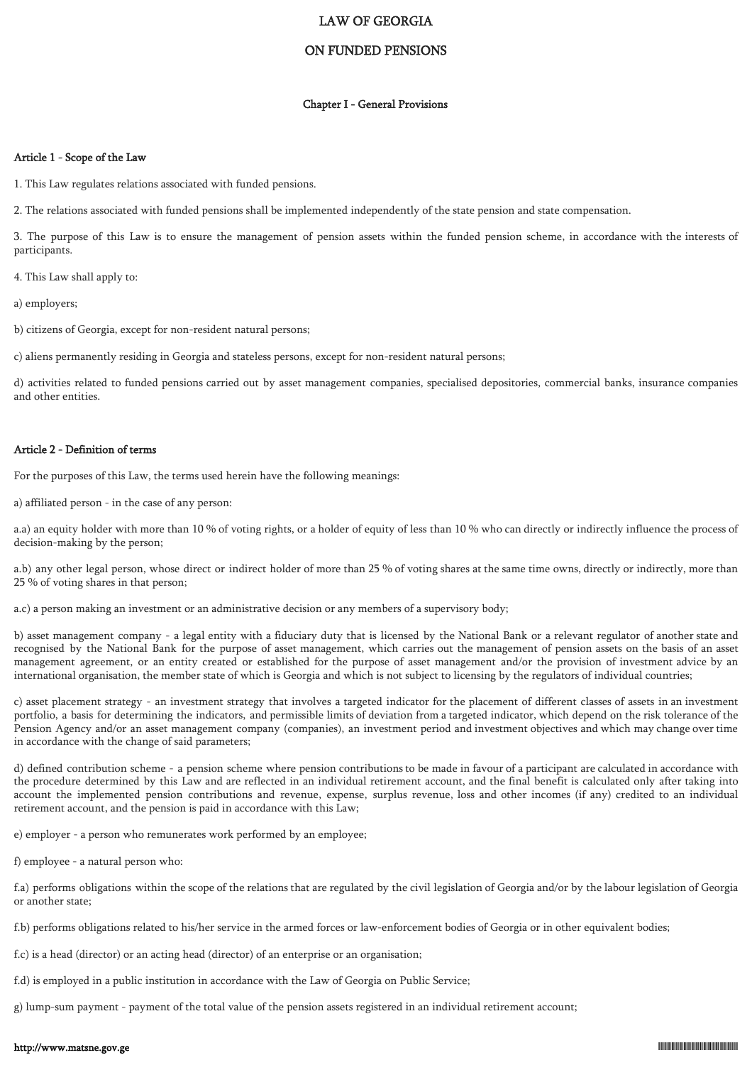# LAW OF GEORGIA

# ON FUNDED PENSIONS

## Chapter I - General Provisions

### Article 1 - Scope of the Law

1. This Law regulates relations associated with funded pensions.

2. The relations associated with funded pensions shall be implemented independently of the state pension and state compensation.

3. The purpose of this Law is to ensure the management of pension assets within the funded pension scheme, in accordance with the interests of participants.

4. This Law shall apply to:

a) employers;

b) citizens of Georgia, except for non-resident natural persons;

c) aliens permanently residing in Georgia and stateless persons, except for non-resident natural persons;

d) activities related to funded pensions carried out by asset management companies, specialised depositories, commercial banks, insurance companies and other entities.

### Article 2 - Definition of terms

For the purposes of this Law, the terms used herein have the following meanings:

a) affiliated person - in the case of any person:

a.a) an equity holder with more than 10 % of voting rights, or a holder of equity of less than 10 % who can directly or indirectly influence the process of decision-making by the person;

a.b) any other legal person, whose direct or indirect holder of more than 25 % of voting shares at the same time owns, directly or indirectly, more than 25 % of voting shares in that person;

a.c) a person making an investment or an administrative decision or any members of a supervisory body;

b) asset management company - a legal entity with a fiduciary duty that is licensed by the National Bank or a relevant regulator of another state and recognised by the National Bank for the purpose of asset management, which carries out the management of pension assets on the basis of an asset management agreement, or an entity created or established for the purpose of asset management and/or the provision of investment advice by an international organisation, the member state of which is Georgia and which is not subject to licensing by the regulators of individual countries;

c) asset placement strategy - an investment strategy that involves a targeted indicator for the placement of different classes of assets in an investment portfolio, a basis for determining the indicators, and permissible limits of deviation from a targeted indicator, which depend on the risk tolerance of the Pension Agency and/or an asset management company (companies), an investment period and investment objectives and which may change over time in accordance with the change of said parameters;

d) defined contribution scheme - a pension scheme where pension contributions to be made in favour of a participant are calculated in accordance with the procedure determined by this Law and are reflected in an individual retirement account, and the final benefit is calculated only after taking into account the implemented pension contributions and revenue, expense, surplus revenue, loss and other incomes (if any) credited to an individual retirement account, and the pension is paid in accordance with this Law;

e) employer - a person who remunerates work performed by an employee;

f) employee - a natural person who:

f.a) performs obligations within the scope of the relations that are regulated by the civil legislation of Georgia and/or by the labour legislation of Georgia or another state;

f.b) performs obligations related to his/her service in the armed forces or law-enforcement bodies of Georgia or in other equivalent bodies;

f.c) is a head (director) or an acting head (director) of an enterprise or an organisation;

f.d) is employed in a public institution in accordance with the Law of Georgia on Public Service;

g) lump-sum payment - payment of the total value of the pension assets registered in an individual retirement account;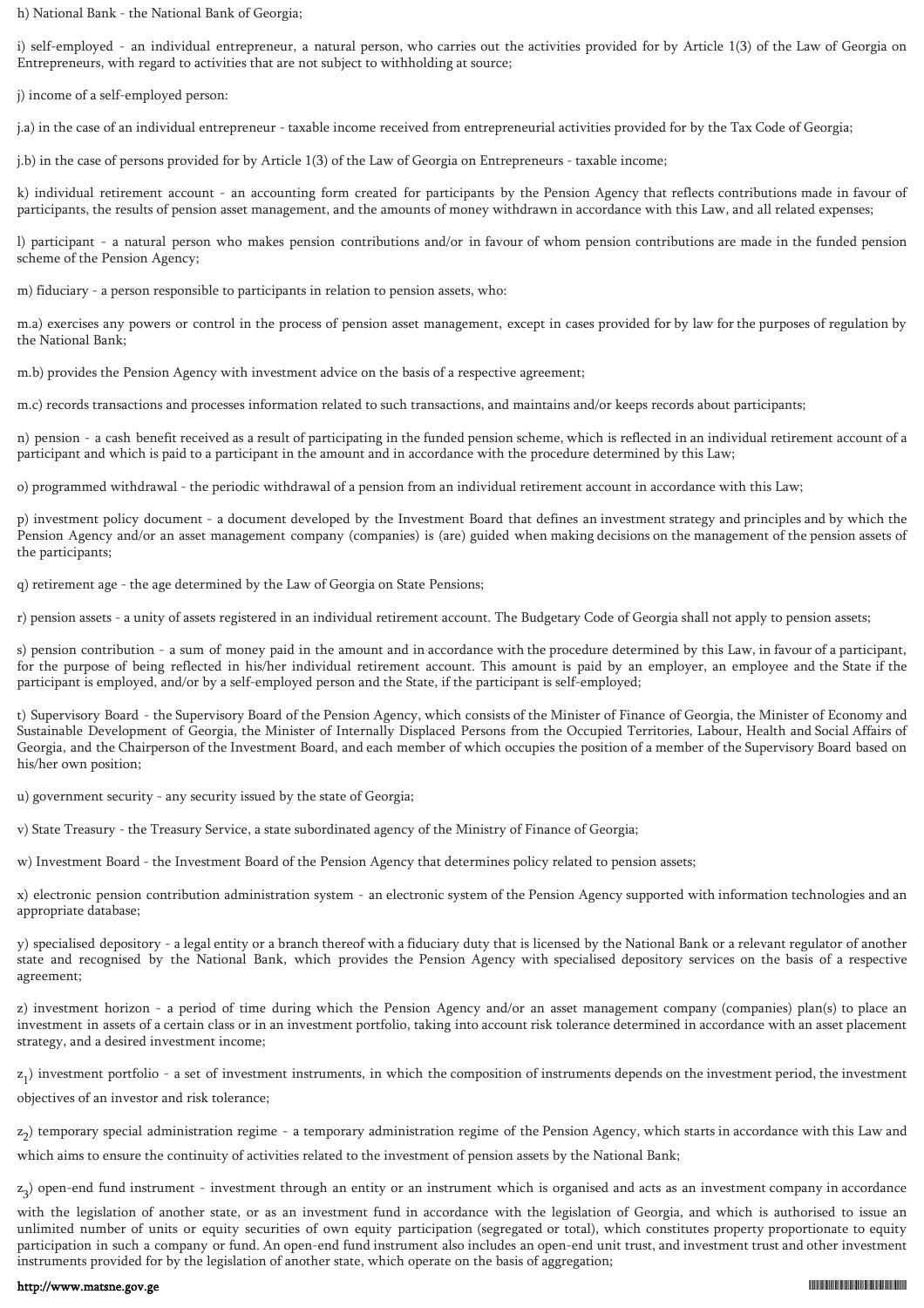h) National Bank - the National Bank of Georgia;

i) self-employed - an individual entrepreneur, a natural person, who carries out the activities provided for by Article 1(3) of the Law of Georgia on Entrepreneurs, with regard to activities that are not subject to withholding at source;

j) income of a self-employed person:

j.a) in the case of an individual entrepreneur - taxable income received from entrepreneurial activities provided for by the Tax Code of Georgia;

j.b) in the case of persons provided for by Article 1(3) of the Law of Georgia on Entrepreneurs - taxable income;

k) individual retirement account - an accounting form created for participants by the Pension Agency that reflects contributions made in favour of participants, the results of pension asset management, and the amounts of money withdrawn in accordance with this Law, and all related expenses;

l) participant - a natural person who makes pension contributions and/or in favour of whom pension contributions are made in the funded pension scheme of the Pension Agency;

m) fiduciary - a person responsible to participants in relation to pension assets, who:

m.a) exercises any powers or control in the process of pension asset management, except in cases provided for by law for the purposes of regulation by the National Bank;

m.b) provides the Pension Agency with investment advice on the basis of a respective agreement;

m.c) records transactions and processes information related to such transactions, and maintains and/or keeps records about participants;

n) pension - a cash benefit received as a result of participating in the funded pension scheme, which is reflected in an individual retirement account of a participant and which is paid to a participant in the amount and in accordance with the procedure determined by this Law;

o) programmed withdrawal - the periodic withdrawal of a pension from an individual retirement account in accordance with this Law;

p) investment policy document - a document developed by the Investment Board that defines an investment strategy and principles and by which the Pension Agency and/or an asset management company (companies) is (are) guided when making decisions on the management of the pension assets of the participants;

q) retirement age - the age determined by the Law of Georgia on State Pensions;

r) pension assets - a unity of assets registered in an individual retirement account. The Budgetary Code of Georgia shall not apply to pension assets;

s) pension contribution - a sum of money paid in the amount and in accordance with the procedure determined by this Law, in favour of a participant, for the purpose of being reflected in his/her individual retirement account. This amount is paid by an employer, an employee and the State if the participant is employed, and/or by a self-employed person and the State, if the participant is self-employed;

t) Supervisory Board - the Supervisory Board of the Pension Agency, which consists of the Minister of Finance of Georgia, the Minister of Economy and Sustainable Development of Georgia, the Minister of Internally Displaced Persons from the Occupied Territories, Labour, Health and Social Affairs of Georgia, and the Chairperson of the Investment Board, and each member of which occupies the position of a member of the Supervisory Board based on his/her own position;

u) government security - any security issued by the state of Georgia;

v) State Treasury - the Treasury Service, a state subordinated agency of the Ministry of Finance of Georgia;

w) Investment Board - the Investment Board of the Pension Agency that determines policy related to pension assets;

x) electronic pension contribution administration system - an electronic system of the Pension Agency supported with information technologies and an appropriate database;

y) specialised depository - a legal entity or a branch thereof with a fiduciary duty that is licensed by the National Bank or a relevant regulator of another state and recognised by the National Bank, which provides the Pension Agency with specialised depository services on the basis of a respective agreement;

z) investment horizon - a period of time during which the Pension Agency and/or an asset management company (companies) plan(s) to place an investment in assets of a certain class or in an investment portfolio, taking into account risk tolerance determined in accordance with an asset placement strategy, and a desired investment income;

$z_1$) investment portfolio - a set of investment instruments, in which the composition of instruments depends on the investment period, the investment objectives of an investor and risk tolerance;

$z_2$) temporary special administration regime - a temporary administration regime of the Pension Agency, which starts in accordance with this Law and which aims to ensure the continuity of activities related to the investment of pension assets by the National Bank;

$z_3$) open-end fund instrument - investment through an entity or an instrument which is organised and acts as an investment company in accordance with the legislation of another state, or as an investment fund in accordance with the legislation of Georgia, and which is authorised to issue an unlimited number of units or equity securities of own equity participation (segregated or total), which constitutes property proportionate to equity participation in such a company or fund. An open-end fund instrument also includes an open-end unit trust, and investment trust and other investment instruments provided for by the legislation of another state, which operate on the basis of aggregation;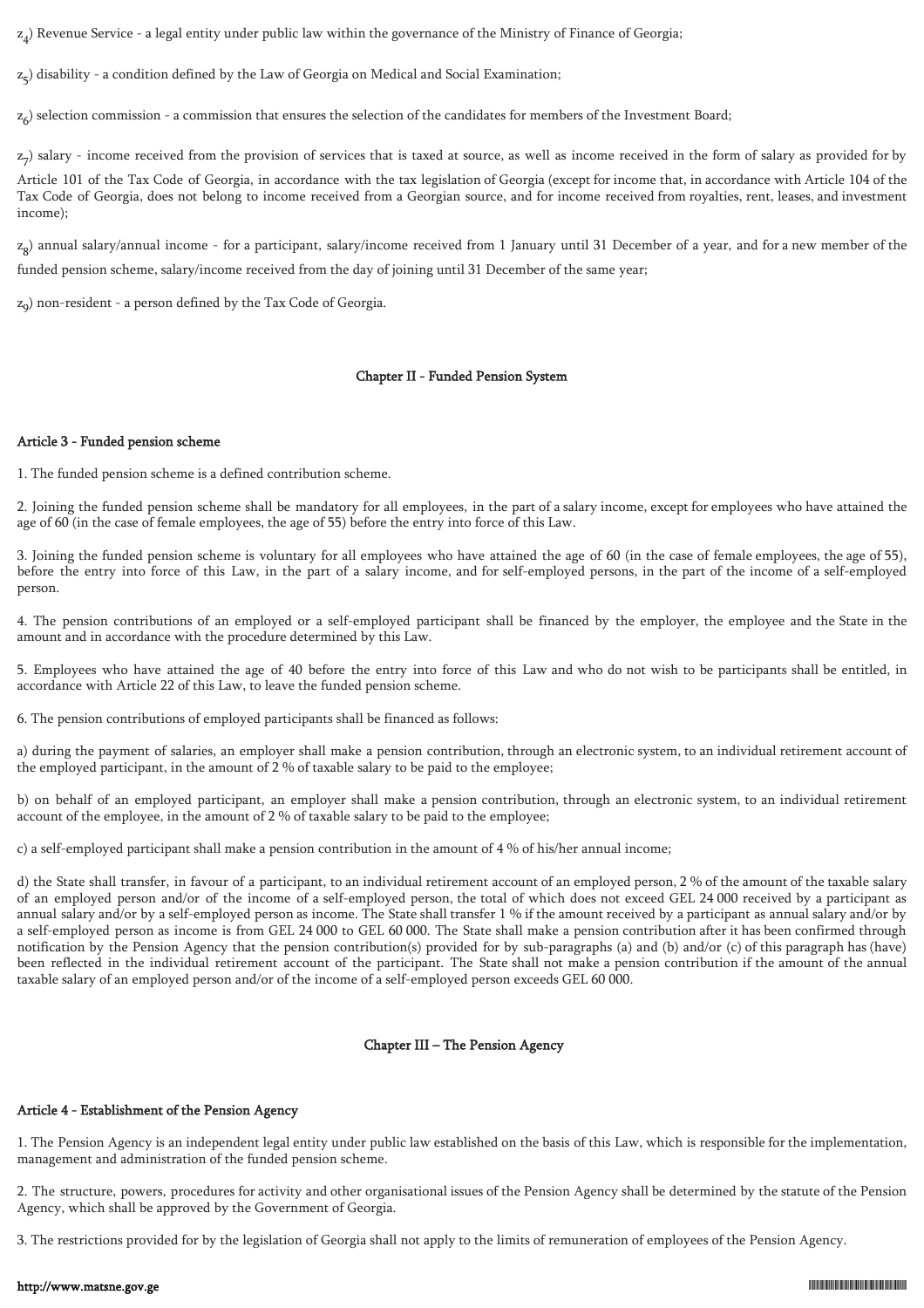$z_4$) Revenue Service - a legal entity under public law within the governance of the Ministry of Finance of Georgia;

$z_5$) disability - a condition defined by the Law of Georgia on Medical and Social Examination;

$z_6$) selection commission - a commission that ensures the selection of the candidates for members of the Investment Board;

$z_7$) salary - income received from the provision of services that is taxed at source, as well as income received in the form of salary as provided for by Article 101 of the Tax Code of Georgia, in accordance with the tax legislation of Georgia (except for income that, in accordance with Article 104 of the Tax Code of Georgia, does not belong to income received from a Georgian source, and for income received from royalties, rent, leases, and investment income);

$z_8$) annual salary/annual income - for a participant, salary/income received from 1 January until 31 December of a year, and for a new member of the funded pension scheme, salary/income received from the day of joining until 31 December of the same year;

$z_9$) non-resident - a person defined by the Tax Code of Georgia.

## Chapter II - Funded Pension System

### Article 3 - Funded pension scheme

1. The funded pension scheme is a defined contribution scheme.

2. Joining the funded pension scheme shall be mandatory for all employees, in the part of a salary income, except for employees who have attained the age of 60 (in the case of female employees, the age of 55) before the entry into force of this Law.

3. Joining the funded pension scheme is voluntary for all employees who have attained the age of 60 (in the case of female employees, the age of 55), before the entry into force of this Law, in the part of a salary income, and for self-employed persons, in the part of the income of a self-employed person.

4. The pension contributions of an employed or a self-employed participant shall be financed by the employer, the employee and the State in the amount and in accordance with the procedure determined by this Law.

5. Employees who have attained the age of 40 before the entry into force of this Law and who do not wish to be participants shall be entitled, in accordance with Article 22 of this Law, to leave the funded pension scheme.

6. The pension contributions of employed participants shall be financed as follows:

a) during the payment of salaries, an employer shall make a pension contribution, through an electronic system, to an individual retirement account of the employed participant, in the amount of 2 % of taxable salary to be paid to the employee;

b) on behalf of an employed participant, an employer shall make a pension contribution, through an electronic system, to an individual retirement account of the employee, in the amount of 2 % of taxable salary to be paid to the employee;

c) a self-employed participant shall make a pension contribution in the amount of 4 % of his/her annual income;

d) the State shall transfer, in favour of a participant, to an individual retirement account of an employed person, 2 % of the amount of the taxable salary of an employed person and/or of the income of a self-employed person, the total of which does not exceed GEL 24 000 received by a participant as annual salary and/or by a self-employed person as income. The State shall transfer 1 % if the amount received by a participant as annual salary and/or by a self-employed person as income is from GEL 24 000 to GEL 60 000. The State shall make a pension contribution after it has been confirmed through notification by the Pension Agency that the pension contribution(s) provided for by sub-paragraphs (a) and (b) and/or (c) of this paragraph has (have) been reflected in the individual retirement account of the participant. The State shall not make a pension contribution if the amount of the annual taxable salary of an employed person and/or of the income of a self-employed person exceeds GEL 60 000.

## Chapter III – The Pension Agency

### Article 4 - Establishment of the Pension Agency

1. The Pension Agency is an independent legal entity under public law established on the basis of this Law, which is responsible for the implementation, management and administration of the funded pension scheme.

2. The structure, powers, procedures for activity and other organisational issues of the Pension Agency shall be determined by the statute of the Pension Agency, which shall be approved by the Government of Georgia.

3. The restrictions provided for by the legislation of Georgia shall not apply to the limits of remuneration of employees of the Pension Agency.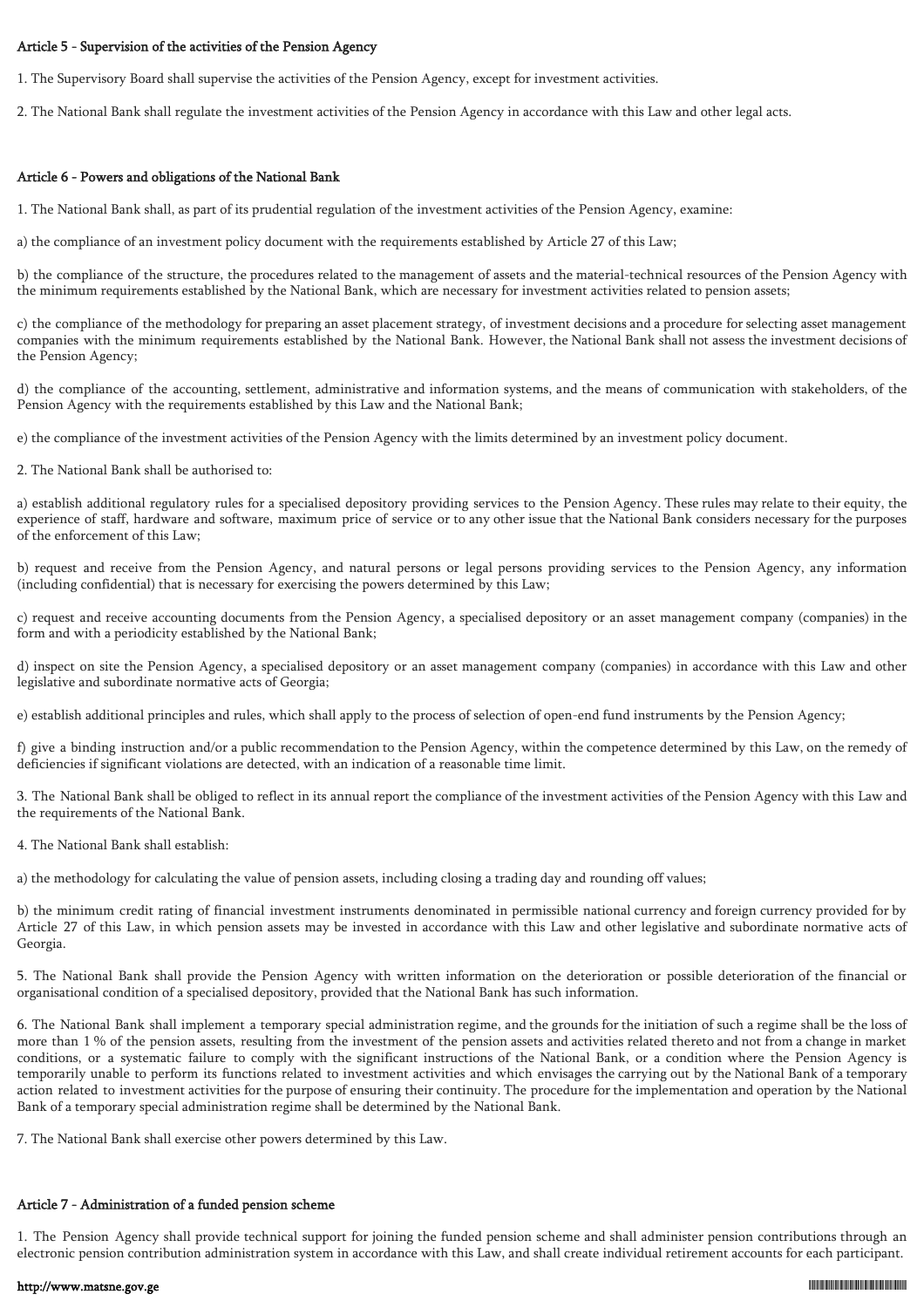#### Article 5 - Supervision of the activities of the Pension Agency

1. The Supervisory Board shall supervise the activities of the Pension Agency, except for investment activities.

2. The National Bank shall regulate the investment activities of the Pension Agency in accordance with this Law and other legal acts.

#### Article 6 - Powers and obligations of the National Bank

1. The National Bank shall, as part of its prudential regulation of the investment activities of the Pension Agency, examine:

a) the compliance of an investment policy document with the requirements established by Article 27 of this Law;

b) the compliance of the structure, the procedures related to the management of assets and the material-technical resources of the Pension Agency with the minimum requirements established by the National Bank, which are necessary for investment activities related to pension assets;

c) the compliance of the methodology for preparing an asset placement strategy, of investment decisions and a procedure for selecting asset management companies with the minimum requirements established by the National Bank. However, the National Bank shall not assess the investment decisions of the Pension Agency;

d) the compliance of the accounting, settlement, administrative and information systems, and the means of communication with stakeholders, of the Pension Agency with the requirements established by this Law and the National Bank;

e) the compliance of the investment activities of the Pension Agency with the limits determined by an investment policy document.

2. The National Bank shall be authorised to:

a) establish additional regulatory rules for a specialised depository providing services to the Pension Agency. These rules may relate to their equity, the experience of staff, hardware and software, maximum price of service or to any other issue that the National Bank considers necessary for the purposes of the enforcement of this Law;

b) request and receive from the Pension Agency, and natural persons or legal persons providing services to the Pension Agency, any information (including confidential) that is necessary for exercising the powers determined by this Law;

c) request and receive accounting documents from the Pension Agency, a specialised depository or an asset management company (companies) in the form and with a periodicity established by the National Bank;

d) inspect on site the Pension Agency, a specialised depository or an asset management company (companies) in accordance with this Law and other legislative and subordinate normative acts of Georgia;

e) establish additional principles and rules, which shall apply to the process of selection of open-end fund instruments by the Pension Agency;

f) give a binding instruction and/or a public recommendation to the Pension Agency, within the competence determined by this Law, on the remedy of deficiencies if significant violations are detected, with an indication of a reasonable time limit.

3. The National Bank shall be obliged to reflect in its annual report the compliance of the investment activities of the Pension Agency with this Law and the requirements of the National Bank.

4. The National Bank shall establish:

a) the methodology for calculating the value of pension assets, including closing a trading day and rounding off values;

b) the minimum credit rating of financial investment instruments denominated in permissible national currency and foreign currency provided for by Article 27 of this Law, in which pension assets may be invested in accordance with this Law and other legislative and subordinate normative acts of Georgia.

5. The National Bank shall provide the Pension Agency with written information on the deterioration or possible deterioration of the financial or organisational condition of a specialised depository, provided that the National Bank has such information.

6. The National Bank shall implement a temporary special administration regime, and the grounds for the initiation of such a regime shall be the loss of more than 1 % of the pension assets, resulting from the investment of the pension assets and activities related thereto and not from a change in market conditions, or a systematic failure to comply with the significant instructions of the National Bank, or a condition where the Pension Agency is temporarily unable to perform its functions related to investment activities and which envisages the carrying out by the National Bank of a temporary action related to investment activities for the purpose of ensuring their continuity. The procedure for the implementation and operation by the National Bank of a temporary special administration regime shall be determined by the National Bank.

7. The National Bank shall exercise other powers determined by this Law.

#### Article 7 - Administration of a funded pension scheme

1. The Pension Agency shall provide technical support for joining the funded pension scheme and shall administer pension contributions through an electronic pension contribution administration system in accordance with this Law, and shall create individual retirement accounts for each participant.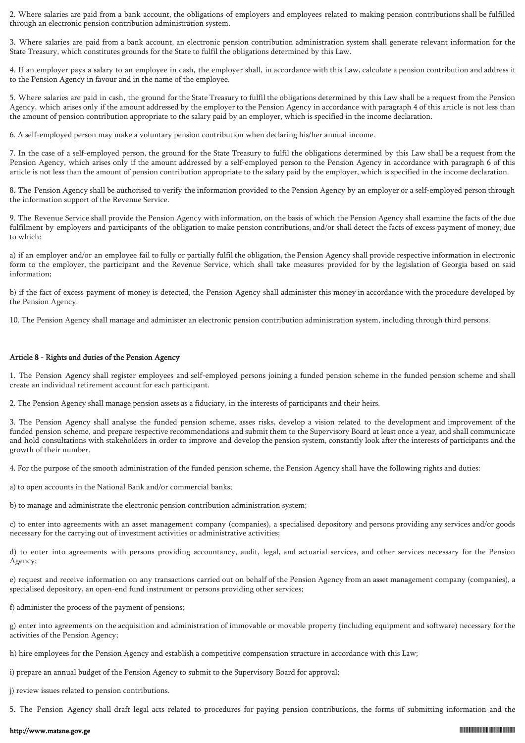2. Where salaries are paid from a bank account, the obligations of employers and employees related to making pension contributions shall be fulfilled through an electronic pension contribution administration system.

3. Where salaries are paid from a bank account, an electronic pension contribution administration system shall generate relevant information for the State Treasury, which constitutes grounds for the State to fulfil the obligations determined by this Law.

4. If an employer pays a salary to an employee in cash, the employer shall, in accordance with this Law, calculate a pension contribution and address it to the Pension Agency in favour and in the name of the employee.

5. Where salaries are paid in cash, the ground for the State Treasury to fulfil the obligations determined by this Law shall be a request from the Pension Agency, which arises only if the amount addressed by the employer to the Pension Agency in accordance with paragraph 4 of this article is not less than the amount of pension contribution appropriate to the salary paid by an employer, which is specified in the income declaration.

6. A self-employed person may make a voluntary pension contribution when declaring his/her annual income.

7. In the case of a self-employed person, the ground for the State Treasury to fulfil the obligations determined by this Law shall be a request from the Pension Agency, which arises only if the amount addressed by a self-employed person to the Pension Agency in accordance with paragraph 6 of this article is not less than the amount of pension contribution appropriate to the salary paid by the employer, which is specified in the income declaration.

8. The Pension Agency shall be authorised to verify the information provided to the Pension Agency by an employer or a self-employed person through the information support of the Revenue Service.

9. The Revenue Service shall provide the Pension Agency with information, on the basis of which the Pension Agency shall examine the facts of the due fulfilment by employers and participants of the obligation to make pension contributions, and/or shall detect the facts of excess payment of money, due to which:

a) if an employer and/or an employee fail to fully or partially fulfil the obligation, the Pension Agency shall provide respective information in electronic form to the employer, the participant and the Revenue Service, which shall take measures provided for by the legislation of Georgia based on said information;

b) if the fact of excess payment of money is detected, the Pension Agency shall administer this money in accordance with the procedure developed by the Pension Agency.

10. The Pension Agency shall manage and administer an electronic pension contribution administration system, including through third persons.

#### Article 8 - Rights and duties of the Pension Agency

1. The Pension Agency shall register employees and self-employed persons joining a funded pension scheme in the funded pension scheme and shall create an individual retirement account for each participant.

2. The Pension Agency shall manage pension assets as a fiduciary, in the interests of participants and their heirs.

3. The Pension Agency shall analyse the funded pension scheme, asses risks, develop a vision related to the development and improvement of the funded pension scheme, and prepare respective recommendations and submit them to the Supervisory Board at least once a year, and shall communicate and hold consultations with stakeholders in order to improve and develop the pension system, constantly look after the interests of participants and the growth of their number.

4. For the purpose of the smooth administration of the funded pension scheme, the Pension Agency shall have the following rights and duties:

a) to open accounts in the National Bank and/or commercial banks;

b) to manage and administrate the electronic pension contribution administration system;

c) to enter into agreements with an asset management company (companies), a specialised depository and persons providing any services and/or goods necessary for the carrying out of investment activities or administrative activities;

d) to enter into agreements with persons providing accountancy, audit, legal, and actuarial services, and other services necessary for the Pension Agency;

e) request and receive information on any transactions carried out on behalf of the Pension Agency from an asset management company (companies), a specialised depository, an open-end fund instrument or persons providing other services;

f) administer the process of the payment of pensions;

g) enter into agreements on the acquisition and administration of immovable or movable property (including equipment and software) necessary for the activities of the Pension Agency;

h) hire employees for the Pension Agency and establish a competitive compensation structure in accordance with this Law;

i) prepare an annual budget of the Pension Agency to submit to the Supervisory Board for approval;

j) review issues related to pension contributions.

5. The Pension Agency shall draft legal acts related to procedures for paying pension contributions, the forms of submitting information and the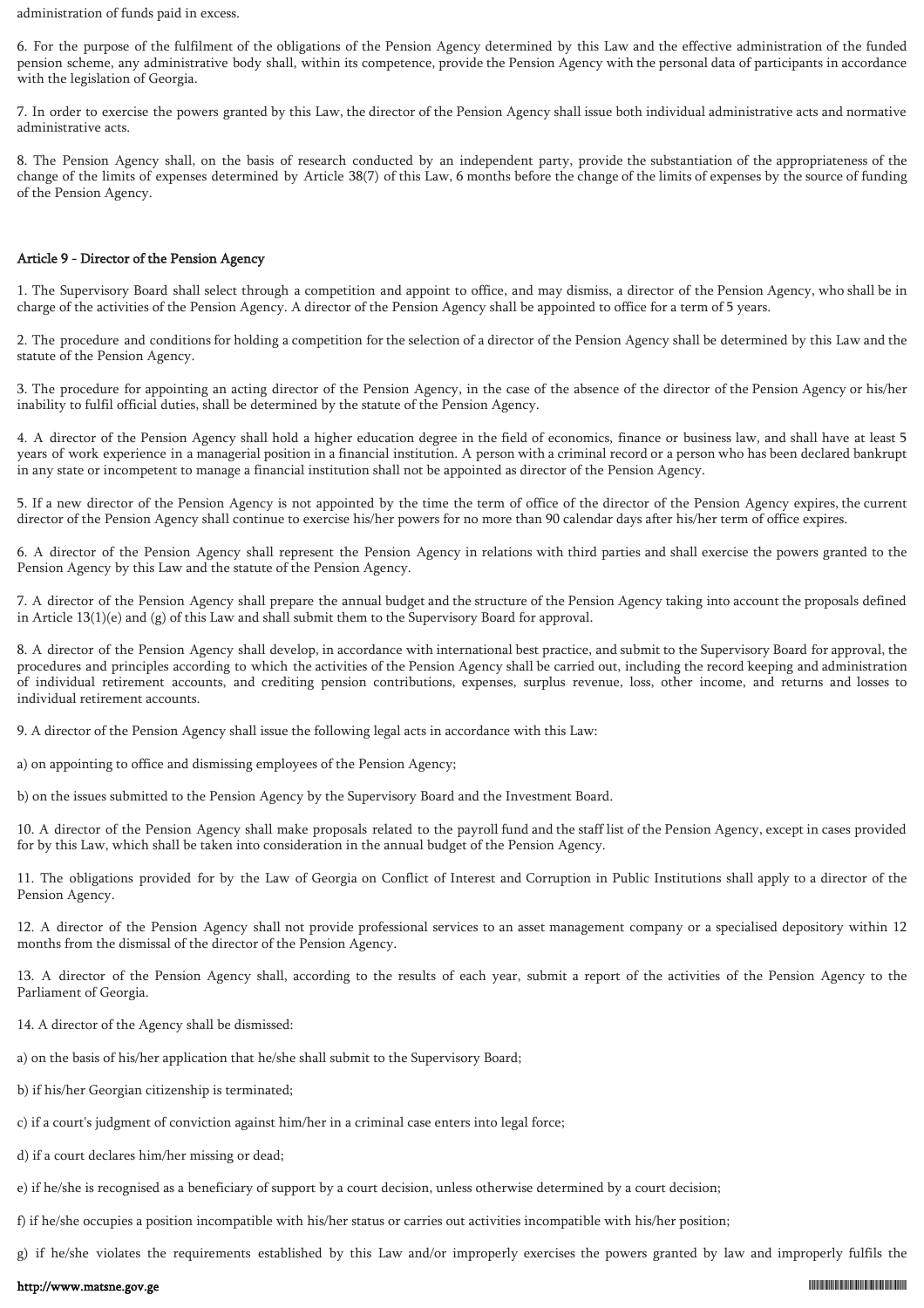administration of funds paid in excess.

6. For the purpose of the fulfilment of the obligations of the Pension Agency determined by this Law and the effective administration of the funded pension scheme, any administrative body shall, within its competence, provide the Pension Agency with the personal data of participants in accordance with the legislation of Georgia.

7. In order to exercise the powers granted by this Law, the director of the Pension Agency shall issue both individual administrative acts and normative administrative acts.

8. The Pension Agency shall, on the basis of research conducted by an independent party, provide the substantiation of the appropriateness of the change of the limits of expenses determined by Article 38(7) of this Law, 6 months before the change of the limits of expenses by the source of funding of the Pension Agency.

## Article 9 - Director of the Pension Agency

1. The Supervisory Board shall select through a competition and appoint to office, and may dismiss, a director of the Pension Agency, who shall be in charge of the activities of the Pension Agency. A director of the Pension Agency shall be appointed to office for a term of 5 years.

2. The procedure and conditions for holding a competition for the selection of a director of the Pension Agency shall be determined by this Law and the statute of the Pension Agency.

3. The procedure for appointing an acting director of the Pension Agency, in the case of the absence of the director of the Pension Agency or his/her inability to fulfil official duties, shall be determined by the statute of the Pension Agency.

4. A director of the Pension Agency shall hold a higher education degree in the field of economics, finance or business law, and shall have at least 5 years of work experience in a managerial position in a financial institution. A person with a criminal record or a person who has been declared bankrupt in any state or incompetent to manage a financial institution shall not be appointed as director of the Pension Agency.

5. If a new director of the Pension Agency is not appointed by the time the term of office of the director of the Pension Agency expires, the current director of the Pension Agency shall continue to exercise his/her powers for no more than 90 calendar days after his/her term of office expires.

6. A director of the Pension Agency shall represent the Pension Agency in relations with third parties and shall exercise the powers granted to the Pension Agency by this Law and the statute of the Pension Agency.

7. A director of the Pension Agency shall prepare the annual budget and the structure of the Pension Agency taking into account the proposals defined in Article 13(1)(e) and (g) of this Law and shall submit them to the Supervisory Board for approval.

8. A director of the Pension Agency shall develop, in accordance with international best practice, and submit to the Supervisory Board for approval, the procedures and principles according to which the activities of the Pension Agency shall be carried out, including the record keeping and administration of individual retirement accounts, and crediting pension contributions, expenses, surplus revenue, loss, other income, and returns and losses to individual retirement accounts.

9. A director of the Pension Agency shall issue the following legal acts in accordance with this Law:

a) on appointing to office and dismissing employees of the Pension Agency;

b) on the issues submitted to the Pension Agency by the Supervisory Board and the Investment Board.

10. A director of the Pension Agency shall make proposals related to the payroll fund and the staff list of the Pension Agency, except in cases provided for by this Law, which shall be taken into consideration in the annual budget of the Pension Agency.

11. The obligations provided for by the Law of Georgia on Conflict of Interest and Corruption in Public Institutions shall apply to a director of the Pension Agency.

12. A director of the Pension Agency shall not provide professional services to an asset management company or a specialised depository within 12 months from the dismissal of the director of the Pension Agency.

13. A director of the Pension Agency shall, according to the results of each year, submit a report of the activities of the Pension Agency to the Parliament of Georgia.

14. A director of the Agency shall be dismissed:

a) on the basis of his/her application that he/she shall submit to the Supervisory Board;

b) if his/her Georgian citizenship is terminated;

c) if a court's judgment of conviction against him/her in a criminal case enters into legal force;

d) if a court declares him/her missing or dead;

e) if he/she is recognised as a beneficiary of support by a court decision, unless otherwise determined by a court decision;

f) if he/she occupies a position incompatible with his/her status or carries out activities incompatible with his/her position;

g) if he/she violates the requirements established by this Law and/or improperly exercises the powers granted by law and improperly fulfils the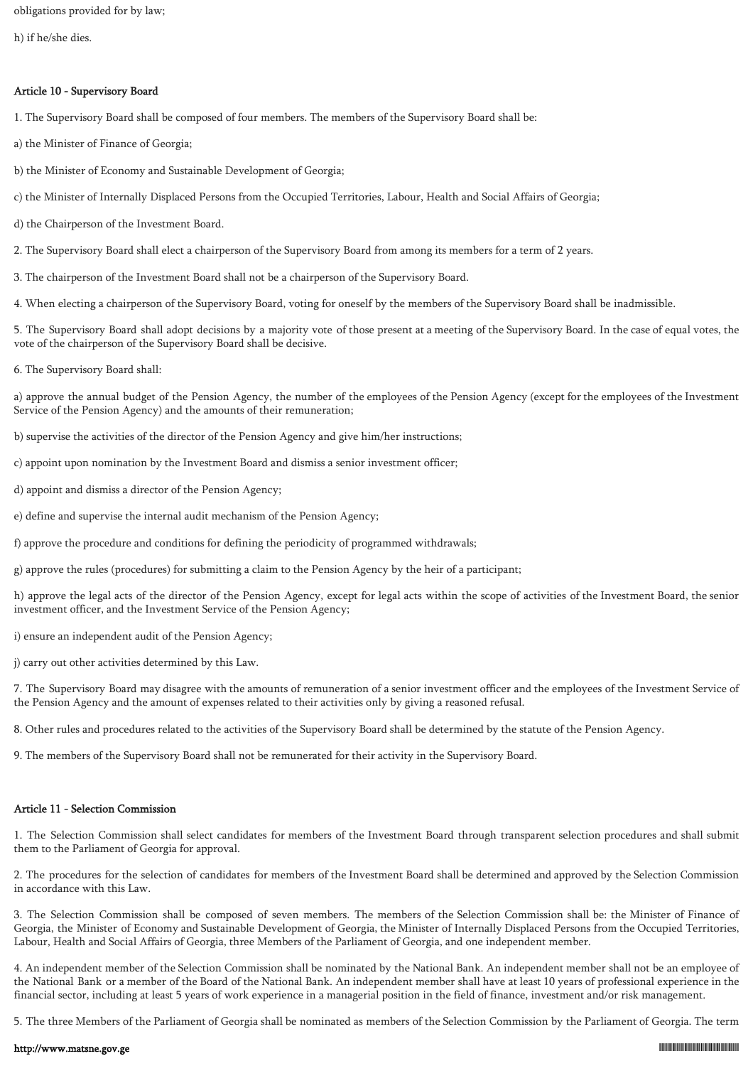obligations provided for by law;

h) if he/she dies.

#### Article 10 - Supervisory Board

1. The Supervisory Board shall be composed of four members. The members of the Supervisory Board shall be:

a) the Minister of Finance of Georgia;

b) the Minister of Economy and Sustainable Development of Georgia;

c) the Minister of Internally Displaced Persons from the Occupied Territories, Labour, Health and Social Affairs of Georgia;

d) the Chairperson of the Investment Board.

2. The Supervisory Board shall elect a chairperson of the Supervisory Board from among its members for a term of 2 years.

3. The chairperson of the Investment Board shall not be a chairperson of the Supervisory Board.

4. When electing a chairperson of the Supervisory Board, voting for oneself by the members of the Supervisory Board shall be inadmissible.

5. The Supervisory Board shall adopt decisions by a majority vote of those present at a meeting of the Supervisory Board. In the case of equal votes, the vote of the chairperson of the Supervisory Board shall be decisive.

6. The Supervisory Board shall:

a) approve the annual budget of the Pension Agency, the number of the employees of the Pension Agency (except for the employees of the Investment Service of the Pension Agency) and the amounts of their remuneration;

b) supervise the activities of the director of the Pension Agency and give him/her instructions;

c) appoint upon nomination by the Investment Board and dismiss a senior investment officer;

d) appoint and dismiss a director of the Pension Agency;

e) define and supervise the internal audit mechanism of the Pension Agency;

f) approve the procedure and conditions for defining the periodicity of programmed withdrawals;

g) approve the rules (procedures) for submitting a claim to the Pension Agency by the heir of a participant;

h) approve the legal acts of the director of the Pension Agency, except for legal acts within the scope of activities of the Investment Board, the senior investment officer, and the Investment Service of the Pension Agency;

i) ensure an independent audit of the Pension Agency;

j) carry out other activities determined by this Law.

7. The Supervisory Board may disagree with the amounts of remuneration of a senior investment officer and the employees of the Investment Service of the Pension Agency and the amount of expenses related to their activities only by giving a reasoned refusal.

8. Other rules and procedures related to the activities of the Supervisory Board shall be determined by the statute of the Pension Agency.

9. The members of the Supervisory Board shall not be remunerated for their activity in the Supervisory Board.

#### Article 11 - Selection Commission

1. The Selection Commission shall select candidates for members of the Investment Board through transparent selection procedures and shall submit them to the Parliament of Georgia for approval.

2. The procedures for the selection of candidates for members of the Investment Board shall be determined and approved by the Selection Commission in accordance with this Law.

3. The Selection Commission shall be composed of seven members. The members of the Selection Commission shall be: the Minister of Finance of Georgia, the Minister of Economy and Sustainable Development of Georgia, the Minister of Internally Displaced Persons from the Occupied Territories, Labour, Health and Social Affairs of Georgia, three Members of the Parliament of Georgia, and one independent member.

4. An independent member of the Selection Commission shall be nominated by the National Bank. An independent member shall not be an employee of the National Bank or a member of the Board of the National Bank. An independent member shall have at least 10 years of professional experience in the financial sector, including at least 5 years of work experience in a managerial position in the field of finance, investment and/or risk management.

5. The three Members of the Parliament of Georgia shall be nominated as members of the Selection Commission by the Parliament of Georgia. The term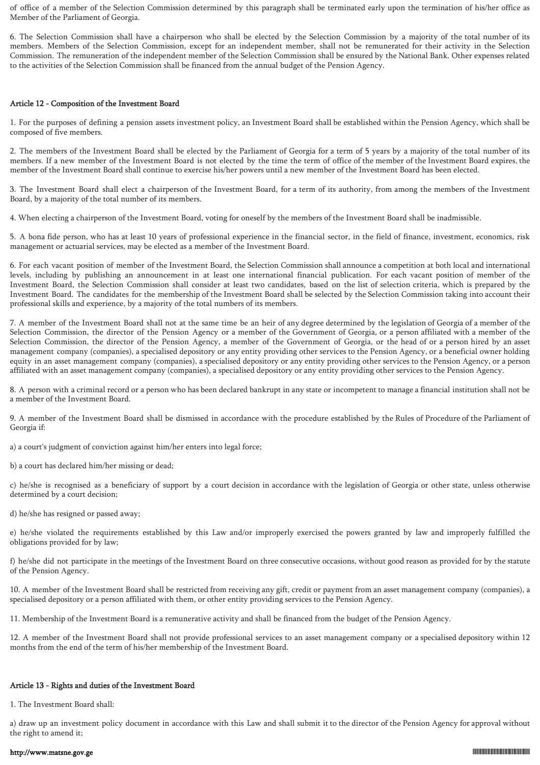of office of a member of the Selection Commission determined by this paragraph shall be terminated early upon the termination of his/her office as Member of the Parliament of Georgia.

6. The Selection Commission shall have a chairperson who shall be elected by the Selection Commission by a majority of the total number of its members. Members of the Selection Commission, except for an independent member, shall not be remunerated for their activity in the Selection Commission. The remuneration of the independent member of the Selection Commission shall be ensured by the National Bank. Other expenses related to the activities of the Selection Commission shall be financed from the annual budget of the Pension Agency.

### Article 12 - Composition of the Investment Board

1. For the purposes of defining a pension assets investment policy, an Investment Board shall be established within the Pension Agency, which shall be composed of five members.

2. The members of the Investment Board shall be elected by the Parliament of Georgia for a term of 5 years by a majority of the total number of its members. If a new member of the Investment Board is not elected by the time the term of office of the member of the Investment Board expires, the member of the Investment Board shall continue to exercise his/her powers until a new member of the Investment Board has been elected.

3. The Investment Board shall elect a chairperson of the Investment Board, for a term of its authority, from among the members of the Investment Board, by a majority of the total number of its members.

4. When electing a chairperson of the Investment Board, voting for oneself by the members of the Investment Board shall be inadmissible.

5. A bona fide person, who has at least 10 years of professional experience in the financial sector, in the field of finance, investment, economics, risk management or actuarial services, may be elected as a member of the Investment Board.

6. For each vacant position of member of the Investment Board, the Selection Commission shall announce a competition at both local and international levels, including by publishing an announcement in at least one international financial publication. For each vacant position of member of the Investment Board, the Selection Commission shall consider at least two candidates, based on the list of selection criteria, which is prepared by the Investment Board. The candidates for the membership of the Investment Board shall be selected by the Selection Commission taking into account their professional skills and experience, by a majority of the total numbers of its members.

7. A member of the Investment Board shall not at the same time be an heir of any degree determined by the legislation of Georgia of a member of the Selection Commission, the director of the Pension Agency or a member of the Government of Georgia, or a person affiliated with a member of the Selection Commission, the director of the Pension Agency, a member of the Government of Georgia, or the head of or a person hired by an asset management company (companies), a specialised depository or any entity providing other services to the Pension Agency, or a beneficial owner holding equity in an asset management company (companies), a specialised depository or any entity providing other services to the Pension Agency, or a person affiliated with an asset management company (companies), a specialised depository or any entity providing other services to the Pension Agency.

8. A person with a criminal record or a person who has been declared bankrupt in any state or incompetent to manage a financial institution shall not be a member of the Investment Board.

9. A member of the Investment Board shall be dismissed in accordance with the procedure established by the Rules of Procedure of the Parliament of Georgia if:

a) a court's judgment of conviction against him/her enters into legal force;

b) a court has declared him/her missing or dead;

c) he/she is recognised as a beneficiary of support by a court decision in accordance with the legislation of Georgia or other state, unless otherwise determined by a court decision;

d) he/she has resigned or passed away;

e) he/she violated the requirements established by this Law and/or improperly exercised the powers granted by law and improperly fulfilled the obligations provided for by law;

f) he/she did not participate in the meetings of the Investment Board on three consecutive occasions, without good reason as provided for by the statute of the Pension Agency.

10. A member of the Investment Board shall be restricted from receiving any gift, credit or payment from an asset management company (companies), a specialised depository or a person affiliated with them, or other entity providing services to the Pension Agency.

11. Membership of the Investment Board is a remunerative activity and shall be financed from the budget of the Pension Agency.

12. A member of the Investment Board shall not provide professional services to an asset management company or a specialised depository within 12 months from the end of the term of his/her membership of the Investment Board.

### Article 13 - Rights and duties of the Investment Board

1. The Investment Board shall:

a) draw up an investment policy document in accordance with this Law and shall submit it to the director of the Pension Agency for approval without the right to amend it;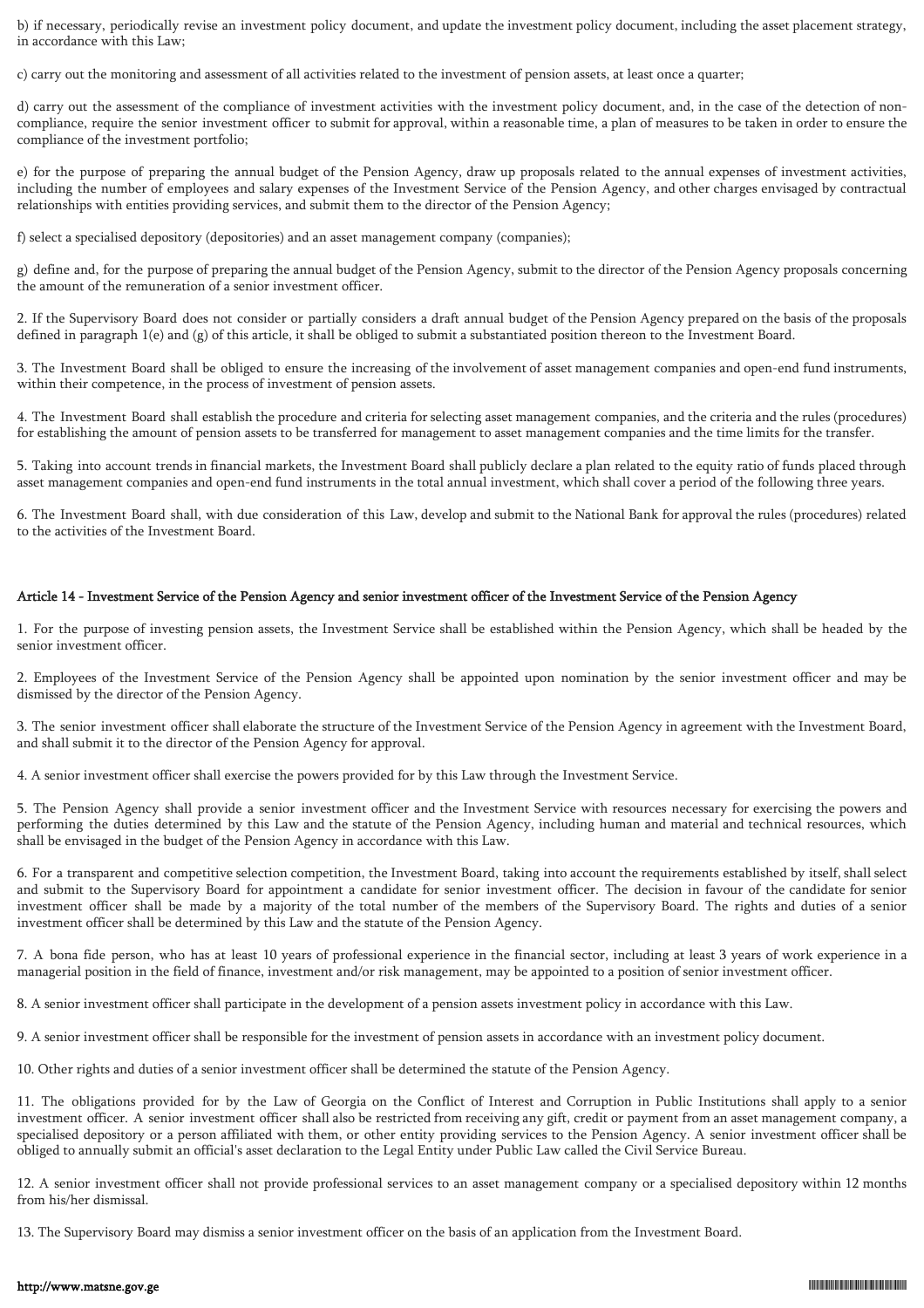b) if necessary, periodically revise an investment policy document, and update the investment policy document, including the asset placement strategy, in accordance with this Law;

c) carry out the monitoring and assessment of all activities related to the investment of pension assets, at least once a quarter;

d) carry out the assessment of the compliance of investment activities with the investment policy document, and, in the case of the detection of non-compliance, require the senior investment officer to submit for approval, within a reasonable time, a plan of measures to be taken in order to ensure the compliance of the investment portfolio;

e) for the purpose of preparing the annual budget of the Pension Agency, draw up proposals related to the annual expenses of investment activities, including the number of employees and salary expenses of the Investment Service of the Pension Agency, and other charges envisaged by contractual relationships with entities providing services, and submit them to the director of the Pension Agency;

f) select a specialised depository (depositories) and an asset management company (companies);

g) define and, for the purpose of preparing the annual budget of the Pension Agency, submit to the director of the Pension Agency proposals concerning the amount of the remuneration of a senior investment officer.

2. If the Supervisory Board does not consider or partially considers a draft annual budget of the Pension Agency prepared on the basis of the proposals defined in paragraph 1(e) and (g) of this article, it shall be obliged to submit a substantiated position thereon to the Investment Board.

3. The Investment Board shall be obliged to ensure the increasing of the involvement of asset management companies and open-end fund instruments, within their competence, in the process of investment of pension assets.

4. The Investment Board shall establish the procedure and criteria for selecting asset management companies, and the criteria and the rules (procedures) for establishing the amount of pension assets to be transferred for management to asset management companies and the time limits for the transfer.

5. Taking into account trends in financial markets, the Investment Board shall publicly declare a plan related to the equity ratio of funds placed through asset management companies and open-end fund instruments in the total annual investment, which shall cover a period of the following three years.

6. The Investment Board shall, with due consideration of this Law, develop and submit to the National Bank for approval the rules (procedures) related to the activities of the Investment Board.

#### Article 14 - Investment Service of the Pension Agency and senior investment officer of the Investment Service of the Pension Agency

1. For the purpose of investing pension assets, the Investment Service shall be established within the Pension Agency, which shall be headed by the senior investment officer.

2. Employees of the Investment Service of the Pension Agency shall be appointed upon nomination by the senior investment officer and may be dismissed by the director of the Pension Agency.

3. The senior investment officer shall elaborate the structure of the Investment Service of the Pension Agency in agreement with the Investment Board, and shall submit it to the director of the Pension Agency for approval.

4. A senior investment officer shall exercise the powers provided for by this Law through the Investment Service.

5. The Pension Agency shall provide a senior investment officer and the Investment Service with resources necessary for exercising the powers and performing the duties determined by this Law and the statute of the Pension Agency, including human and material and technical resources, which shall be envisaged in the budget of the Pension Agency in accordance with this Law.

6. For a transparent and competitive selection competition, the Investment Board, taking into account the requirements established by itself, shall select and submit to the Supervisory Board for appointment a candidate for senior investment officer. The decision in favour of the candidate for senior investment officer shall be made by a majority of the total number of the members of the Supervisory Board. The rights and duties of a senior investment officer shall be determined by this Law and the statute of the Pension Agency.

7. A bona fide person, who has at least 10 years of professional experience in the financial sector, including at least 3 years of work experience in a managerial position in the field of finance, investment and/or risk management, may be appointed to a position of senior investment officer.

8. A senior investment officer shall participate in the development of a pension assets investment policy in accordance with this Law.

9. A senior investment officer shall be responsible for the investment of pension assets in accordance with an investment policy document.

10. Other rights and duties of a senior investment officer shall be determined the statute of the Pension Agency.

11. The obligations provided for by the Law of Georgia on the Conflict of Interest and Corruption in Public Institutions shall apply to a senior investment officer. A senior investment officer shall also be restricted from receiving any gift, credit or payment from an asset management company, a specialised depository or a person affiliated with them, or other entity providing services to the Pension Agency. A senior investment officer shall be obliged to annually submit an official's asset declaration to the Legal Entity under Public Law called the Civil Service Bureau.

12. A senior investment officer shall not provide professional services to an asset management company or a specialised depository within 12 months from his/her dismissal.

13. The Supervisory Board may dismiss a senior investment officer on the basis of an application from the Investment Board.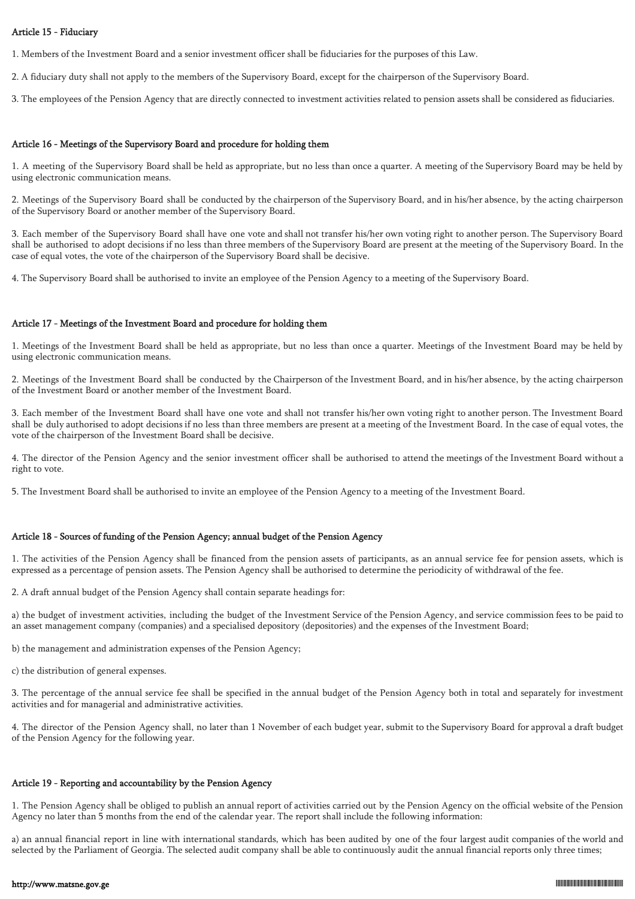### Article 15 - Fiduciary

1. Members of the Investment Board and a senior investment officer shall be fiduciaries for the purposes of this Law.

2. A fiduciary duty shall not apply to the members of the Supervisory Board, except for the chairperson of the Supervisory Board.

3. The employees of the Pension Agency that are directly connected to investment activities related to pension assets shall be considered as fiduciaries.

### Article 16 - Meetings of the Supervisory Board and procedure for holding them

1. A meeting of the Supervisory Board shall be held as appropriate, but no less than once a quarter. A meeting of the Supervisory Board may be held by using electronic communication means.

2. Meetings of the Supervisory Board shall be conducted by the chairperson of the Supervisory Board, and in his/her absence, by the acting chairperson of the Supervisory Board or another member of the Supervisory Board.

3. Each member of the Supervisory Board shall have one vote and shall not transfer his/her own voting right to another person. The Supervisory Board shall be authorised to adopt decisions if no less than three members of the Supervisory Board are present at the meeting of the Supervisory Board. In the case of equal votes, the vote of the chairperson of the Supervisory Board shall be decisive.

4. The Supervisory Board shall be authorised to invite an employee of the Pension Agency to a meeting of the Supervisory Board.

### Article 17 - Meetings of the Investment Board and procedure for holding them

1. Meetings of the Investment Board shall be held as appropriate, but no less than once a quarter. Meetings of the Investment Board may be held by using electronic communication means.

2. Meetings of the Investment Board shall be conducted by the Chairperson of the Investment Board, and in his/her absence, by the acting chairperson of the Investment Board or another member of the Investment Board.

3. Each member of the Investment Board shall have one vote and shall not transfer his/her own voting right to another person. The Investment Board shall be duly authorised to adopt decisions if no less than three members are present at a meeting of the Investment Board. In the case of equal votes, the vote of the chairperson of the Investment Board shall be decisive.

4. The director of the Pension Agency and the senior investment officer shall be authorised to attend the meetings of the Investment Board without a right to vote.

5. The Investment Board shall be authorised to invite an employee of the Pension Agency to a meeting of the Investment Board.

### Article 18 - Sources of funding of the Pension Agency; annual budget of the Pension Agency

1. The activities of the Pension Agency shall be financed from the pension assets of participants, as an annual service fee for pension assets, which is expressed as a percentage of pension assets. The Pension Agency shall be authorised to determine the periodicity of withdrawal of the fee.

2. A draft annual budget of the Pension Agency shall contain separate headings for:

a) the budget of investment activities, including the budget of the Investment Service of the Pension Agency, and service commission fees to be paid to an asset management company (companies) and a specialised depository (depositories) and the expenses of the Investment Board;

b) the management and administration expenses of the Pension Agency;

c) the distribution of general expenses.

3. The percentage of the annual service fee shall be specified in the annual budget of the Pension Agency both in total and separately for investment activities and for managerial and administrative activities.

4. The director of the Pension Agency shall, no later than 1 November of each budget year, submit to the Supervisory Board for approval a draft budget of the Pension Agency for the following year.

### Article 19 - Reporting and accountability by the Pension Agency

1. The Pension Agency shall be obliged to publish an annual report of activities carried out by the Pension Agency on the official website of the Pension Agency no later than 5 months from the end of the calendar year. The report shall include the following information:

a) an annual financial report in line with international standards, which has been audited by one of the four largest audit companies of the world and selected by the Parliament of Georgia. The selected audit company shall be able to continuously audit the annual financial reports only three times;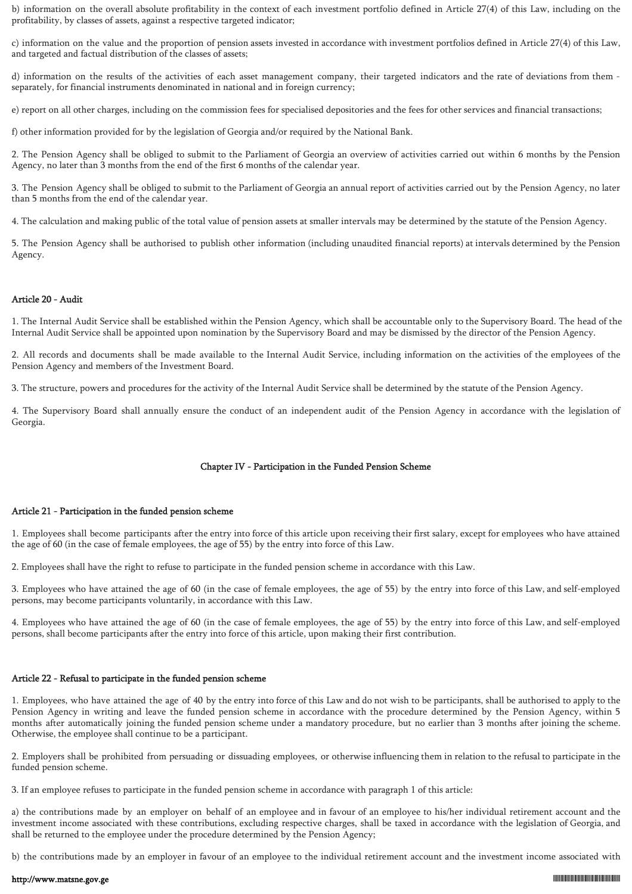b) information on the overall absolute profitability in the context of each investment portfolio defined in Article 27(4) of this Law, including on the profitability, by classes of assets, against a respective targeted indicator;

c) information on the value and the proportion of pension assets invested in accordance with investment portfolios defined in Article 27(4) of this Law, and targeted and factual distribution of the classes of assets;

d) information on the results of the activities of each asset management company, their targeted indicators and the rate of deviations from them - separately, for financial instruments denominated in national and in foreign currency;

e) report on all other charges, including on the commission fees for specialised depositories and the fees for other services and financial transactions;

f) other information provided for by the legislation of Georgia and/or required by the National Bank.

2. The Pension Agency shall be obliged to submit to the Parliament of Georgia an overview of activities carried out within 6 months by the Pension Agency, no later than 3 months from the end of the first 6 months of the calendar year.

3. The Pension Agency shall be obliged to submit to the Parliament of Georgia an annual report of activities carried out by the Pension Agency, no later than 5 months from the end of the calendar year.

4. The calculation and making public of the total value of pension assets at smaller intervals may be determined by the statute of the Pension Agency.

5. The Pension Agency shall be authorised to publish other information (including unaudited financial reports) at intervals determined by the Pension Agency.

### Article 20 - Audit

1. The Internal Audit Service shall be established within the Pension Agency, which shall be accountable only to the Supervisory Board. The head of the Internal Audit Service shall be appointed upon nomination by the Supervisory Board and may be dismissed by the director of the Pension Agency.

2. All records and documents shall be made available to the Internal Audit Service, including information on the activities of the employees of the Pension Agency and members of the Investment Board.

3. The structure, powers and procedures for the activity of the Internal Audit Service shall be determined by the statute of the Pension Agency.

4. The Supervisory Board shall annually ensure the conduct of an independent audit of the Pension Agency in accordance with the legislation of Georgia.

## Chapter IV - Participation in the Funded Pension Scheme

### Article 21 - Participation in the funded pension scheme

1. Employees shall become participants after the entry into force of this article upon receiving their first salary, except for employees who have attained the age of 60 (in the case of female employees, the age of 55) by the entry into force of this Law.

2. Employees shall have the right to refuse to participate in the funded pension scheme in accordance with this Law.

3. Employees who have attained the age of 60 (in the case of female employees, the age of 55) by the entry into force of this Law, and self-employed persons, may become participants voluntarily, in accordance with this Law.

4. Employees who have attained the age of 60 (in the case of female employees, the age of 55) by the entry into force of this Law, and self-employed persons, shall become participants after the entry into force of this article, upon making their first contribution.

### Article 22 - Refusal to participate in the funded pension scheme

1. Employees, who have attained the age of 40 by the entry into force of this Law and do not wish to be participants, shall be authorised to apply to the Pension Agency in writing and leave the funded pension scheme in accordance with the procedure determined by the Pension Agency, within 5 months after automatically joining the funded pension scheme under a mandatory procedure, but no earlier than 3 months after joining the scheme. Otherwise, the employee shall continue to be a participant.

2. Employers shall be prohibited from persuading or dissuading employees, or otherwise influencing them in relation to the refusal to participate in the funded pension scheme.

3. If an employee refuses to participate in the funded pension scheme in accordance with paragraph 1 of this article:

a) the contributions made by an employer on behalf of an employee and in favour of an employee to his/her individual retirement account and the investment income associated with these contributions, excluding respective charges, shall be taxed in accordance with the legislation of Georgia, and shall be returned to the employee under the procedure determined by the Pension Agency;

b) the contributions made by an employer in favour of an employee to the individual retirement account and the investment income associated with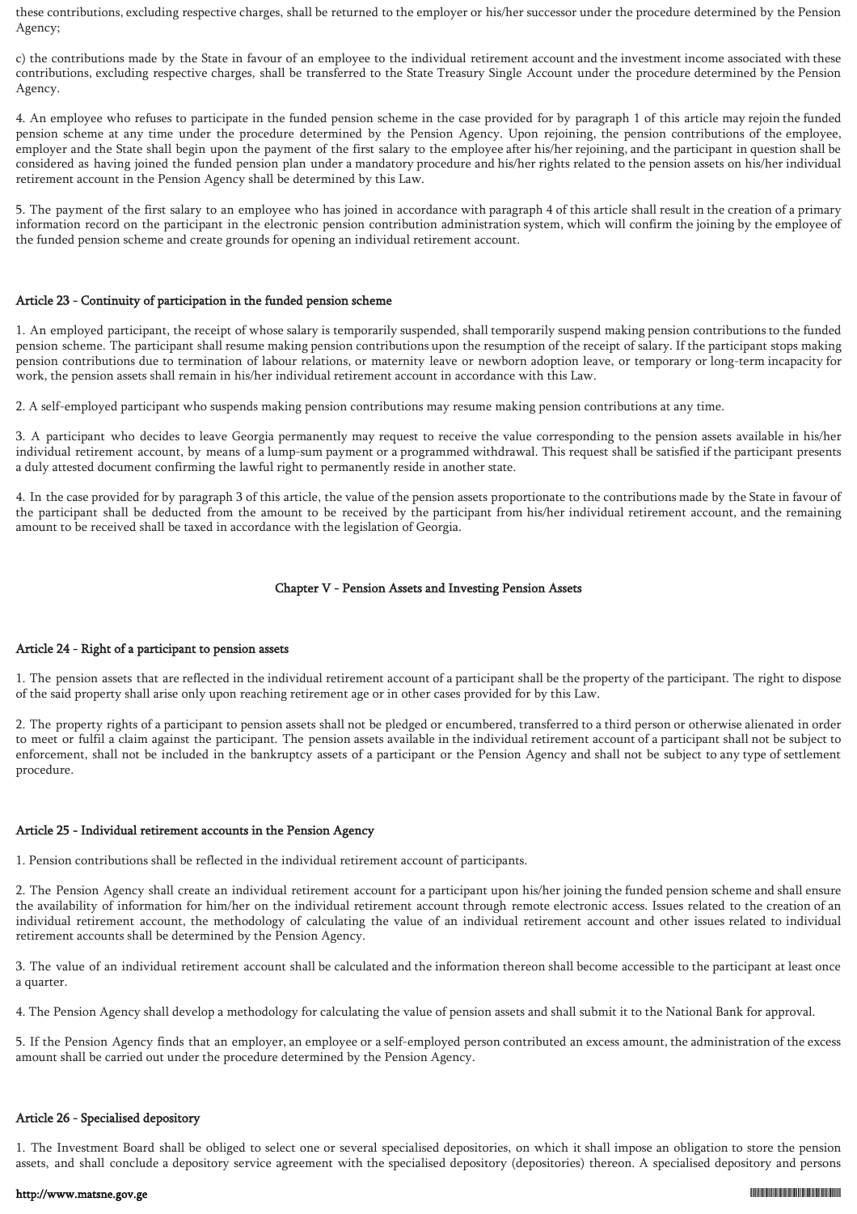these contributions, excluding respective charges, shall be returned to the employer or his/her successor under the procedure determined by the Pension Agency;

c) the contributions made by the State in favour of an employee to the individual retirement account and the investment income associated with these contributions, excluding respective charges, shall be transferred to the State Treasury Single Account under the procedure determined by the Pension Agency.

4. An employee who refuses to participate in the funded pension scheme in the case provided for by paragraph 1 of this article may rejoin the funded pension scheme at any time under the procedure determined by the Pension Agency. Upon rejoining, the pension contributions of the employee, employer and the State shall begin upon the payment of the first salary to the employee after his/her rejoining, and the participant in question shall be considered as having joined the funded pension plan under a mandatory procedure and his/her rights related to the pension assets on his/her individual retirement account in the Pension Agency shall be determined by this Law.

5. The payment of the first salary to an employee who has joined in accordance with paragraph 4 of this article shall result in the creation of a primary information record on the participant in the electronic pension contribution administration system, which will confirm the joining by the employee of the funded pension scheme and create grounds for opening an individual retirement account.

### Article 23 - Continuity of participation in the funded pension scheme

1. An employed participant, the receipt of whose salary is temporarily suspended, shall temporarily suspend making pension contributions to the funded pension scheme. The participant shall resume making pension contributions upon the resumption of the receipt of salary. If the participant stops making pension contributions due to termination of labour relations, or maternity leave or newborn adoption leave, or temporary or long-term incapacity for work, the pension assets shall remain in his/her individual retirement account in accordance with this Law.

2. A self-employed participant who suspends making pension contributions may resume making pension contributions at any time.

3. A participant who decides to leave Georgia permanently may request to receive the value corresponding to the pension assets available in his/her individual retirement account, by means of a lump-sum payment or a programmed withdrawal. This request shall be satisfied if the participant presents a duly attested document confirming the lawful right to permanently reside in another state.

4. In the case provided for by paragraph 3 of this article, the value of the pension assets proportionate to the contributions made by the State in favour of the participant shall be deducted from the amount to be received by the participant from his/her individual retirement account, and the remaining amount to be received shall be taxed in accordance with the legislation of Georgia.

## Chapter V - Pension Assets and Investing Pension Assets

### Article 24 - Right of a participant to pension assets

1. The pension assets that are reflected in the individual retirement account of a participant shall be the property of the participant. The right to dispose of the said property shall arise only upon reaching retirement age or in other cases provided for by this Law.

2. The property rights of a participant to pension assets shall not be pledged or encumbered, transferred to a third person or otherwise alienated in order to meet or fulfil a claim against the participant. The pension assets available in the individual retirement account of a participant shall not be subject to enforcement, shall not be included in the bankruptcy assets of a participant or the Pension Agency and shall not be subject to any type of settlement procedure.

### Article 25 - Individual retirement accounts in the Pension Agency

1. Pension contributions shall be reflected in the individual retirement account of participants.

2. The Pension Agency shall create an individual retirement account for a participant upon his/her joining the funded pension scheme and shall ensure the availability of information for him/her on the individual retirement account through remote electronic access. Issues related to the creation of an individual retirement account, the methodology of calculating the value of an individual retirement account and other issues related to individual retirement accounts shall be determined by the Pension Agency.

3. The value of an individual retirement account shall be calculated and the information thereon shall become accessible to the participant at least once a quarter.

4. The Pension Agency shall develop a methodology for calculating the value of pension assets and shall submit it to the National Bank for approval.

5. If the Pension Agency finds that an employer, an employee or a self-employed person contributed an excess amount, the administration of the excess amount shall be carried out under the procedure determined by the Pension Agency.

### Article 26 - Specialised depository

1. The Investment Board shall be obliged to select one or several specialised depositories, on which it shall impose an obligation to store the pension assets, and shall conclude a depository service agreement with the specialised depository (depositories) thereon. A specialised depository and persons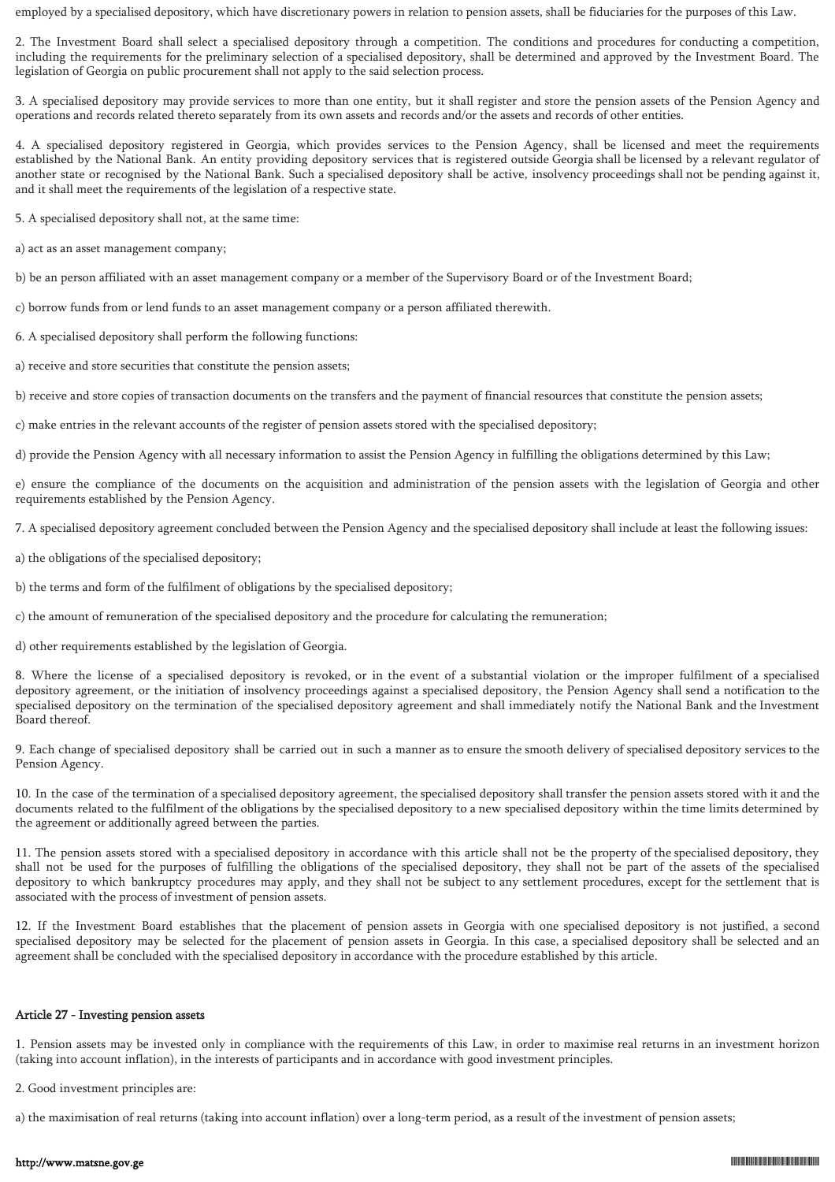employed by a specialised depository, which have discretionary powers in relation to pension assets, shall be fiduciaries for the purposes of this Law.

2. The Investment Board shall select a specialised depository through a competition. The conditions and procedures for conducting a competition, including the requirements for the preliminary selection of a specialised depository, shall be determined and approved by the Investment Board. The legislation of Georgia on public procurement shall not apply to the said selection process.

3. A specialised depository may provide services to more than one entity, but it shall register and store the pension assets of the Pension Agency and operations and records related thereto separately from its own assets and records and/or the assets and records of other entities.

4. A specialised depository registered in Georgia, which provides services to the Pension Agency, shall be licensed and meet the requirements established by the National Bank. An entity providing depository services that is registered outside Georgia shall be licensed by a relevant regulator of another state or recognised by the National Bank. Such a specialised depository shall be active, insolvency proceedings shall not be pending against it, and it shall meet the requirements of the legislation of a respective state.

5. A specialised depository shall not, at the same time:

a) act as an asset management company;

b) be an person affiliated with an asset management company or a member of the Supervisory Board or of the Investment Board;

c) borrow funds from or lend funds to an asset management company or a person affiliated therewith.

6. A specialised depository shall perform the following functions:

a) receive and store securities that constitute the pension assets;

b) receive and store copies of transaction documents on the transfers and the payment of financial resources that constitute the pension assets;

c) make entries in the relevant accounts of the register of pension assets stored with the specialised depository;

d) provide the Pension Agency with all necessary information to assist the Pension Agency in fulfilling the obligations determined by this Law;

e) ensure the compliance of the documents on the acquisition and administration of the pension assets with the legislation of Georgia and other requirements established by the Pension Agency.

7. A specialised depository agreement concluded between the Pension Agency and the specialised depository shall include at least the following issues:

a) the obligations of the specialised depository;

b) the terms and form of the fulfilment of obligations by the specialised depository;

c) the amount of remuneration of the specialised depository and the procedure for calculating the remuneration;

d) other requirements established by the legislation of Georgia.

8. Where the license of a specialised depository is revoked, or in the event of a substantial violation or the improper fulfilment of a specialised depository agreement, or the initiation of insolvency proceedings against a specialised depository, the Pension Agency shall send a notification to the specialised depository on the termination of the specialised depository agreement and shall immediately notify the National Bank and the Investment Board thereof.

9. Each change of specialised depository shall be carried out in such a manner as to ensure the smooth delivery of specialised depository services to the Pension Agency.

10. In the case of the termination of a specialised depository agreement, the specialised depository shall transfer the pension assets stored with it and the documents related to the fulfilment of the obligations by the specialised depository to a new specialised depository within the time limits determined by the agreement or additionally agreed between the parties.

11. The pension assets stored with a specialised depository in accordance with this article shall not be the property of the specialised depository, they shall not be used for the purposes of fulfilling the obligations of the specialised depository, they shall not be part of the assets of the specialised depository to which bankruptcy procedures may apply, and they shall not be subject to any settlement procedures, except for the settlement that is associated with the process of investment of pension assets.

12. If the Investment Board establishes that the placement of pension assets in Georgia with one specialised depository is not justified, a second specialised depository may be selected for the placement of pension assets in Georgia. In this case, a specialised depository shall be selected and an agreement shall be concluded with the specialised depository in accordance with the procedure established by this article.

## Article 27 - Investing pension assets

1. Pension assets may be invested only in compliance with the requirements of this Law, in order to maximise real returns in an investment horizon (taking into account inflation), in the interests of participants and in accordance with good investment principles.

2. Good investment principles are:

a) the maximisation of real returns (taking into account inflation) over a long-term period, as a result of the investment of pension assets;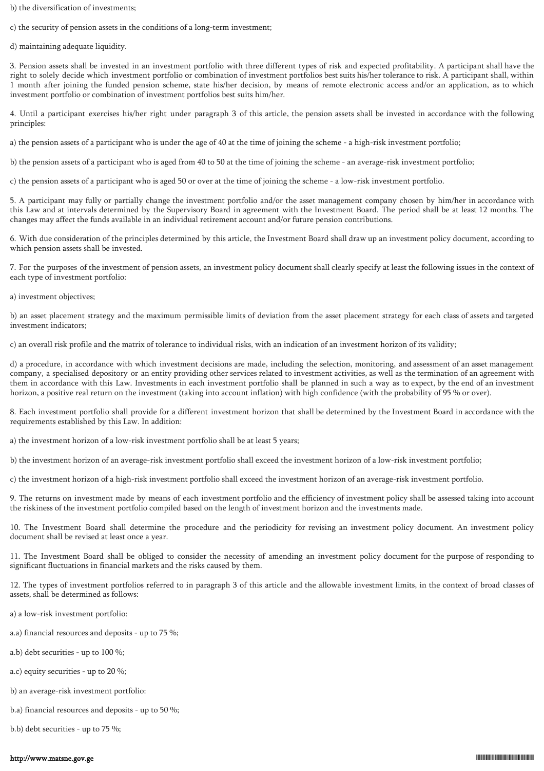b) the diversification of investments;

c) the security of pension assets in the conditions of a long-term investment;

d) maintaining adequate liquidity.

3. Pension assets shall be invested in an investment portfolio with three different types of risk and expected profitability. A participant shall have the right to solely decide which investment portfolio or combination of investment portfolios best suits his/her tolerance to risk. A participant shall, within 1 month after joining the funded pension scheme, state his/her decision, by means of remote electronic access and/or an application, as to which investment portfolio or combination of investment portfolios best suits him/her.

4. Until a participant exercises his/her right under paragraph 3 of this article, the pension assets shall be invested in accordance with the following principles:

a) the pension assets of a participant who is under the age of 40 at the time of joining the scheme - a high-risk investment portfolio;

b) the pension assets of a participant who is aged from 40 to 50 at the time of joining the scheme - an average-risk investment portfolio;

c) the pension assets of a participant who is aged 50 or over at the time of joining the scheme - a low-risk investment portfolio.

5. A participant may fully or partially change the investment portfolio and/or the asset management company chosen by him/her in accordance with this Law and at intervals determined by the Supervisory Board in agreement with the Investment Board. The period shall be at least 12 months. The changes may affect the funds available in an individual retirement account and/or future pension contributions.

6. With due consideration of the principles determined by this article, the Investment Board shall draw up an investment policy document, according to which pension assets shall be invested.

7. For the purposes of the investment of pension assets, an investment policy document shall clearly specify at least the following issues in the context of each type of investment portfolio:

a) investment objectives;

b) an asset placement strategy and the maximum permissible limits of deviation from the asset placement strategy for each class of assets and targeted investment indicators;

c) an overall risk profile and the matrix of tolerance to individual risks, with an indication of an investment horizon of its validity;

d) a procedure, in accordance with which investment decisions are made, including the selection, monitoring, and assessment of an asset management company, a specialised depository or an entity providing other services related to investment activities, as well as the termination of an agreement with them in accordance with this Law. Investments in each investment portfolio shall be planned in such a way as to expect, by the end of an investment horizon, a positive real return on the investment (taking into account inflation) with high confidence (with the probability of 95 % or over).

8. Each investment portfolio shall provide for a different investment horizon that shall be determined by the Investment Board in accordance with the requirements established by this Law. In addition:

a) the investment horizon of a low-risk investment portfolio shall be at least 5 years;

b) the investment horizon of an average-risk investment portfolio shall exceed the investment horizon of a low-risk investment portfolio;

c) the investment horizon of a high-risk investment portfolio shall exceed the investment horizon of an average-risk investment portfolio.

9. The returns on investment made by means of each investment portfolio and the efficiency of investment policy shall be assessed taking into account the riskiness of the investment portfolio compiled based on the length of investment horizon and the investments made.

10. The Investment Board shall determine the procedure and the periodicity for revising an investment policy document. An investment policy document shall be revised at least once a year.

11. The Investment Board shall be obliged to consider the necessity of amending an investment policy document for the purpose of responding to significant fluctuations in financial markets and the risks caused by them.

12. The types of investment portfolios referred to in paragraph 3 of this article and the allowable investment limits, in the context of broad classes of assets, shall be determined as follows:

a) a low-risk investment portfolio:

a.a) financial resources and deposits - up to 75 %;

a.b) debt securities - up to 100 %;

a.c) equity securities - up to 20 %;

b) an average-risk investment portfolio:

b.a) financial resources and deposits - up to 50 %;

b.b) debt securities - up to 75 %;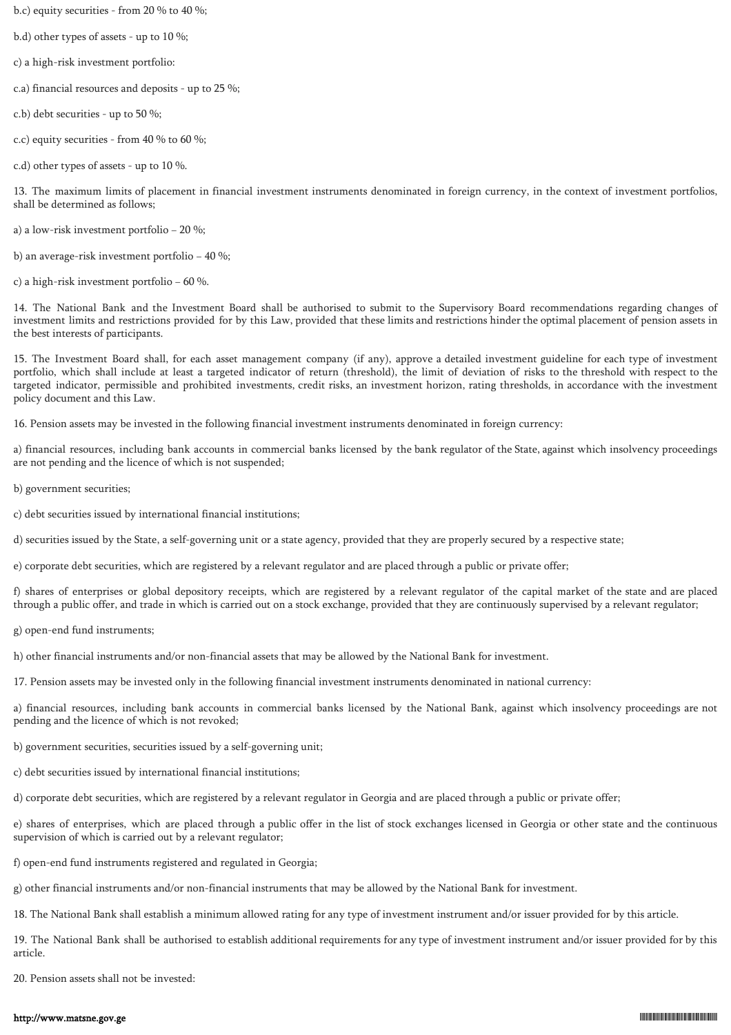b.c) equity securities - from 20 % to 40 %;

b.d) other types of assets - up to 10 %;

c) a high-risk investment portfolio:

c.a) financial resources and deposits - up to 25 %;

c.b) debt securities - up to 50 %;

c.c) equity securities - from 40 % to 60 %;

c.d) other types of assets - up to 10 %.

13. The maximum limits of placement in financial investment instruments denominated in foreign currency, in the context of investment portfolios, shall be determined as follows;

a) a low-risk investment portfolio – 20 %;

b) an average-risk investment portfolio – 40 %;

c) a high-risk investment portfolio – 60 %.

14. The National Bank and the Investment Board shall be authorised to submit to the Supervisory Board recommendations regarding changes of investment limits and restrictions provided for by this Law, provided that these limits and restrictions hinder the optimal placement of pension assets in the best interests of participants.

15. The Investment Board shall, for each asset management company (if any), approve a detailed investment guideline for each type of investment portfolio, which shall include at least a targeted indicator of return (threshold), the limit of deviation of risks to the threshold with respect to the targeted indicator, permissible and prohibited investments, credit risks, an investment horizon, rating thresholds, in accordance with the investment policy document and this Law.

16. Pension assets may be invested in the following financial investment instruments denominated in foreign currency:

a) financial resources, including bank accounts in commercial banks licensed by the bank regulator of the State, against which insolvency proceedings are not pending and the licence of which is not suspended;

b) government securities;

c) debt securities issued by international financial institutions;

d) securities issued by the State, a self-governing unit or a state agency, provided that they are properly secured by a respective state;

e) corporate debt securities, which are registered by a relevant regulator and are placed through a public or private offer;

f) shares of enterprises or global depository receipts, which are registered by a relevant regulator of the capital market of the state and are placed through a public offer, and trade in which is carried out on a stock exchange, provided that they are continuously supervised by a relevant regulator;

g) open-end fund instruments;

h) other financial instruments and/or non-financial assets that may be allowed by the National Bank for investment.

17. Pension assets may be invested only in the following financial investment instruments denominated in national currency:

a) financial resources, including bank accounts in commercial banks licensed by the National Bank, against which insolvency proceedings are not pending and the licence of which is not revoked;

b) government securities, securities issued by a self-governing unit;

c) debt securities issued by international financial institutions;

d) corporate debt securities, which are registered by a relevant regulator in Georgia and are placed through a public or private offer;

e) shares of enterprises, which are placed through a public offer in the list of stock exchanges licensed in Georgia or other state and the continuous supervision of which is carried out by a relevant regulator;

f) open-end fund instruments registered and regulated in Georgia;

g) other financial instruments and/or non-financial instruments that may be allowed by the National Bank for investment.

18. The National Bank shall establish a minimum allowed rating for any type of investment instrument and/or issuer provided for by this article.

19. The National Bank shall be authorised to establish additional requirements for any type of investment instrument and/or issuer provided for by this article.

20. Pension assets shall not be invested: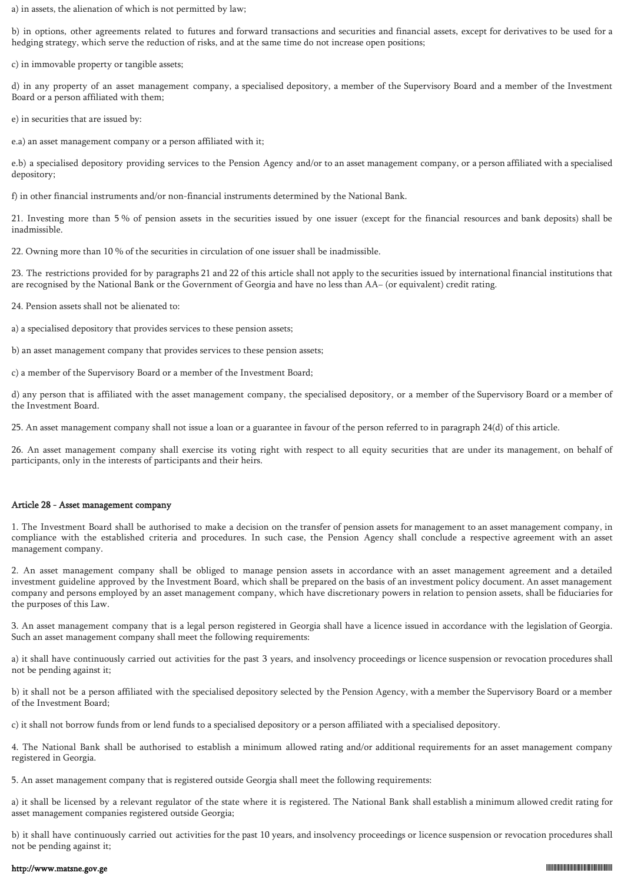a) in assets, the alienation of which is not permitted by law;

b) in options, other agreements related to futures and forward transactions and securities and financial assets, except for derivatives to be used for a hedging strategy, which serve the reduction of risks, and at the same time do not increase open positions;

c) in immovable property or tangible assets;

d) in any property of an asset management company, a specialised depository, a member of the Supervisory Board and a member of the Investment Board or a person affiliated with them;

e) in securities that are issued by:

e.a) an asset management company or a person affiliated with it;

e.b) a specialised depository providing services to the Pension Agency and/or to an asset management company, or a person affiliated with a specialised depository;

f) in other financial instruments and/or non-financial instruments determined by the National Bank.

21. Investing more than 5 % of pension assets in the securities issued by one issuer (except for the financial resources and bank deposits) shall be inadmissible.

22. Owning more than 10 % of the securities in circulation of one issuer shall be inadmissible.

23. The restrictions provided for by paragraphs 21 and 22 of this article shall not apply to the securities issued by international financial institutions that are recognised by the National Bank or the Government of Georgia and have no less than AA– (or equivalent) credit rating.

24. Pension assets shall not be alienated to:

a) a specialised depository that provides services to these pension assets;

b) an asset management company that provides services to these pension assets;

c) a member of the Supervisory Board or a member of the Investment Board;

d) any person that is affiliated with the asset management company, the specialised depository, or a member of the Supervisory Board or a member of the Investment Board.

25. An asset management company shall not issue a loan or a guarantee in favour of the person referred to in paragraph 24(d) of this article.

26. An asset management company shall exercise its voting right with respect to all equity securities that are under its management, on behalf of participants, only in the interests of participants and their heirs.

#### Article 28 - Asset management company

1. The Investment Board shall be authorised to make a decision on the transfer of pension assets for management to an asset management company, in compliance with the established criteria and procedures. In such case, the Pension Agency shall conclude a respective agreement with an asset management company.

2. An asset management company shall be obliged to manage pension assets in accordance with an asset management agreement and a detailed investment guideline approved by the Investment Board, which shall be prepared on the basis of an investment policy document. An asset management company and persons employed by an asset management company, which have discretionary powers in relation to pension assets, shall be fiduciaries for the purposes of this Law.

3. An asset management company that is a legal person registered in Georgia shall have a licence issued in accordance with the legislation of Georgia. Such an asset management company shall meet the following requirements:

a) it shall have continuously carried out activities for the past 3 years, and insolvency proceedings or licence suspension or revocation procedures shall not be pending against it;

b) it shall not be a person affiliated with the specialised depository selected by the Pension Agency, with a member the Supervisory Board or a member of the Investment Board;

c) it shall not borrow funds from or lend funds to a specialised depository or a person affiliated with a specialised depository.

4. The National Bank shall be authorised to establish a minimum allowed rating and/or additional requirements for an asset management company registered in Georgia.

5. An asset management company that is registered outside Georgia shall meet the following requirements:

a) it shall be licensed by a relevant regulator of the state where it is registered. The National Bank shall establish a minimum allowed credit rating for asset management companies registered outside Georgia;

b) it shall have continuously carried out activities for the past 10 years, and insolvency proceedings or licence suspension or revocation procedures shall not be pending against it;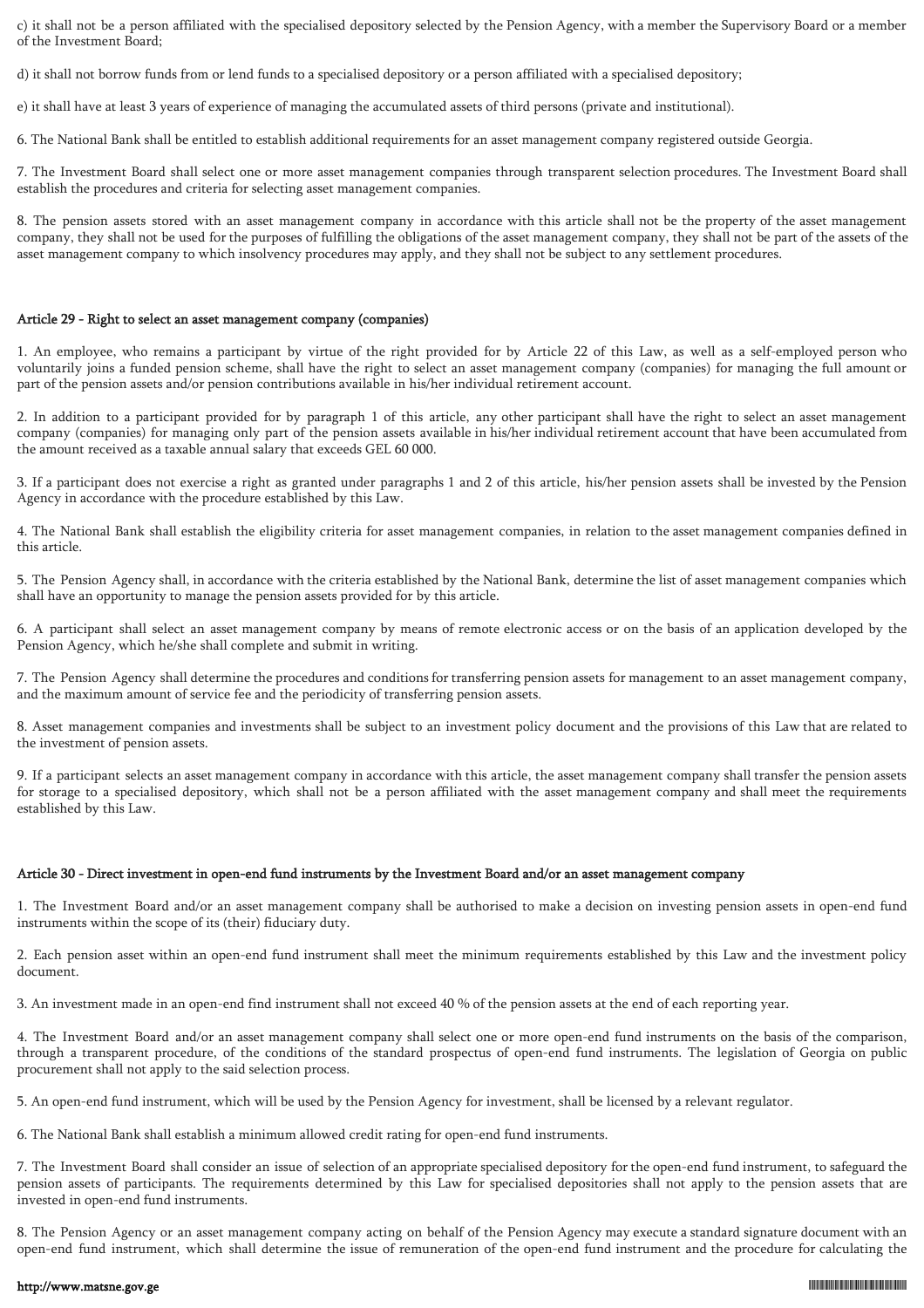c) it shall not be a person affiliated with the specialised depository selected by the Pension Agency, with a member the Supervisory Board or a member of the Investment Board;

d) it shall not borrow funds from or lend funds to a specialised depository or a person affiliated with a specialised depository;

e) it shall have at least 3 years of experience of managing the accumulated assets of third persons (private and institutional).

6. The National Bank shall be entitled to establish additional requirements for an asset management company registered outside Georgia.

7. The Investment Board shall select one or more asset management companies through transparent selection procedures. The Investment Board shall establish the procedures and criteria for selecting asset management companies.

8. The pension assets stored with an asset management company in accordance with this article shall not be the property of the asset management company, they shall not be used for the purposes of fulfilling the obligations of the asset management company, they shall not be part of the assets of the asset management company to which insolvency procedures may apply, and they shall not be subject to any settlement procedures.

### Article 29 - Right to select an asset management company (companies)

1. An employee, who remains a participant by virtue of the right provided for by Article 22 of this Law, as well as a self-employed person who voluntarily joins a funded pension scheme, shall have the right to select an asset management company (companies) for managing the full amount or part of the pension assets and/or pension contributions available in his/her individual retirement account.

2. In addition to a participant provided for by paragraph 1 of this article, any other participant shall have the right to select an asset management company (companies) for managing only part of the pension assets available in his/her individual retirement account that have been accumulated from the amount received as a taxable annual salary that exceeds GEL 60 000.

3. If a participant does not exercise a right as granted under paragraphs 1 and 2 of this article, his/her pension assets shall be invested by the Pension Agency in accordance with the procedure established by this Law.

4. The National Bank shall establish the eligibility criteria for asset management companies, in relation to the asset management companies defined in this article.

5. The Pension Agency shall, in accordance with the criteria established by the National Bank, determine the list of asset management companies which shall have an opportunity to manage the pension assets provided for by this article.

6. A participant shall select an asset management company by means of remote electronic access or on the basis of an application developed by the Pension Agency, which he/she shall complete and submit in writing.

7. The Pension Agency shall determine the procedures and conditions for transferring pension assets for management to an asset management company, and the maximum amount of service fee and the periodicity of transferring pension assets.

8. Asset management companies and investments shall be subject to an investment policy document and the provisions of this Law that are related to the investment of pension assets.

9. If a participant selects an asset management company in accordance with this article, the asset management company shall transfer the pension assets for storage to a specialised depository, which shall not be a person affiliated with the asset management company and shall meet the requirements established by this Law.

### Article 30 - Direct investment in open-end fund instruments by the Investment Board and/or an asset management company

1. The Investment Board and/or an asset management company shall be authorised to make a decision on investing pension assets in open-end fund instruments within the scope of its (their) fiduciary duty.

2. Each pension asset within an open-end fund instrument shall meet the minimum requirements established by this Law and the investment policy document.

3. An investment made in an open-end find instrument shall not exceed 40 % of the pension assets at the end of each reporting year.

4. The Investment Board and/or an asset management company shall select one or more open-end fund instruments on the basis of the comparison, through a transparent procedure, of the conditions of the standard prospectus of open-end fund instruments. The legislation of Georgia on public procurement shall not apply to the said selection process.

5. An open-end fund instrument, which will be used by the Pension Agency for investment, shall be licensed by a relevant regulator.

6. The National Bank shall establish a minimum allowed credit rating for open-end fund instruments.

7. The Investment Board shall consider an issue of selection of an appropriate specialised depository for the open-end fund instrument, to safeguard the pension assets of participants. The requirements determined by this Law for specialised depositories shall not apply to the pension assets that are invested in open-end fund instruments.

8. The Pension Agency or an asset management company acting on behalf of the Pension Agency may execute a standard signature document with an open-end fund instrument, which shall determine the issue of remuneration of the open-end fund instrument and the procedure for calculating the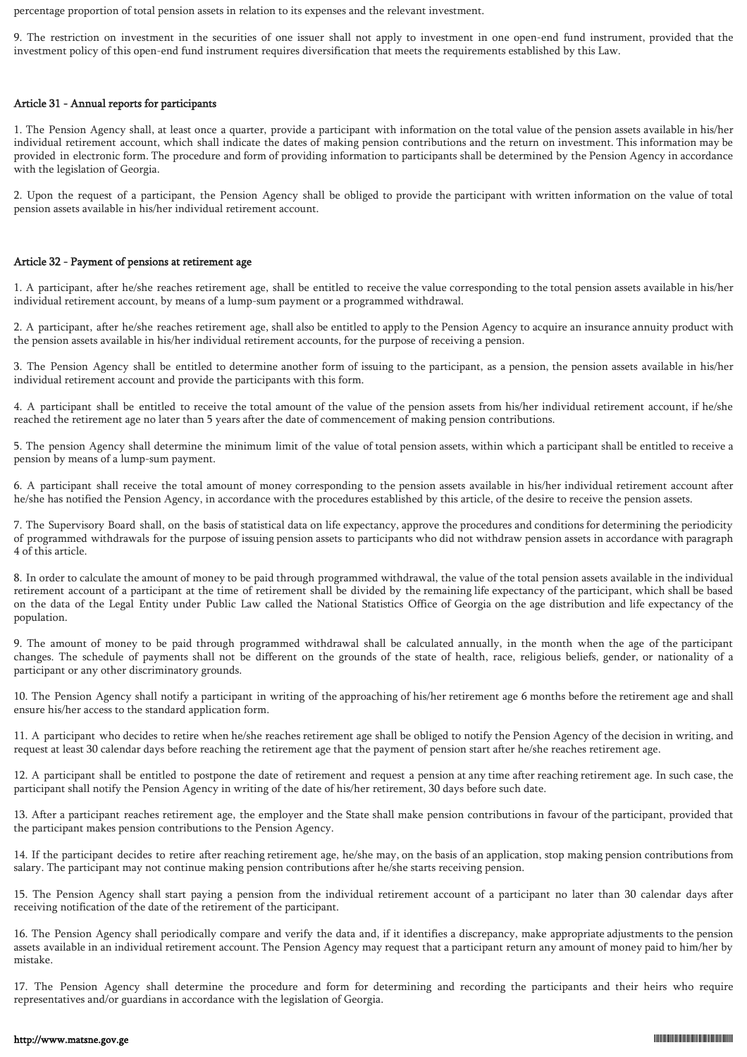percentage proportion of total pension assets in relation to its expenses and the relevant investment.

9. The restriction on investment in the securities of one issuer shall not apply to investment in one open-end fund instrument, provided that the investment policy of this open-end fund instrument requires diversification that meets the requirements established by this Law.

#### Article 31 - Annual reports for participants

1. The Pension Agency shall, at least once a quarter, provide a participant with information on the total value of the pension assets available in his/her individual retirement account, which shall indicate the dates of making pension contributions and the return on investment. This information may be provided in electronic form. The procedure and form of providing information to participants shall be determined by the Pension Agency in accordance with the legislation of Georgia.

2. Upon the request of a participant, the Pension Agency shall be obliged to provide the participant with written information on the value of total pension assets available in his/her individual retirement account.

#### Article 32 - Payment of pensions at retirement age

1. A participant, after he/she reaches retirement age, shall be entitled to receive the value corresponding to the total pension assets available in his/her individual retirement account, by means of a lump-sum payment or a programmed withdrawal.

2. A participant, after he/she reaches retirement age, shall also be entitled to apply to the Pension Agency to acquire an insurance annuity product with the pension assets available in his/her individual retirement accounts, for the purpose of receiving a pension.

3. The Pension Agency shall be entitled to determine another form of issuing to the participant, as a pension, the pension assets available in his/her individual retirement account and provide the participants with this form.

4. A participant shall be entitled to receive the total amount of the value of the pension assets from his/her individual retirement account, if he/she reached the retirement age no later than 5 years after the date of commencement of making pension contributions.

5. The pension Agency shall determine the minimum limit of the value of total pension assets, within which a participant shall be entitled to receive a pension by means of a lump-sum payment.

6. A participant shall receive the total amount of money corresponding to the pension assets available in his/her individual retirement account after he/she has notified the Pension Agency, in accordance with the procedures established by this article, of the desire to receive the pension assets.

7. The Supervisory Board shall, on the basis of statistical data on life expectancy, approve the procedures and conditions for determining the periodicity of programmed withdrawals for the purpose of issuing pension assets to participants who did not withdraw pension assets in accordance with paragraph 4 of this article.

8. In order to calculate the amount of money to be paid through programmed withdrawal, the value of the total pension assets available in the individual retirement account of a participant at the time of retirement shall be divided by the remaining life expectancy of the participant, which shall be based on the data of the Legal Entity under Public Law called the National Statistics Office of Georgia on the age distribution and life expectancy of the population.

9. The amount of money to be paid through programmed withdrawal shall be calculated annually, in the month when the age of the participant changes. The schedule of payments shall not be different on the grounds of the state of health, race, religious beliefs, gender, or nationality of a participant or any other discriminatory grounds.

10. The Pension Agency shall notify a participant in writing of the approaching of his/her retirement age 6 months before the retirement age and shall ensure his/her access to the standard application form.

11. A participant who decides to retire when he/she reaches retirement age shall be obliged to notify the Pension Agency of the decision in writing, and request at least 30 calendar days before reaching the retirement age that the payment of pension start after he/she reaches retirement age.

12. A participant shall be entitled to postpone the date of retirement and request a pension at any time after reaching retirement age. In such case, the participant shall notify the Pension Agency in writing of the date of his/her retirement, 30 days before such date.

13. After a participant reaches retirement age, the employer and the State shall make pension contributions in favour of the participant, provided that the participant makes pension contributions to the Pension Agency.

14. If the participant decides to retire after reaching retirement age, he/she may, on the basis of an application, stop making pension contributions from salary. The participant may not continue making pension contributions after he/she starts receiving pension.

15. The Pension Agency shall start paying a pension from the individual retirement account of a participant no later than 30 calendar days after receiving notification of the date of the retirement of the participant.

16. The Pension Agency shall periodically compare and verify the data and, if it identifies a discrepancy, make appropriate adjustments to the pension assets available in an individual retirement account. The Pension Agency may request that a participant return any amount of money paid to him/her by mistake.

17. The Pension Agency shall determine the procedure and form for determining and recording the participants and their heirs who require representatives and/or guardians in accordance with the legislation of Georgia.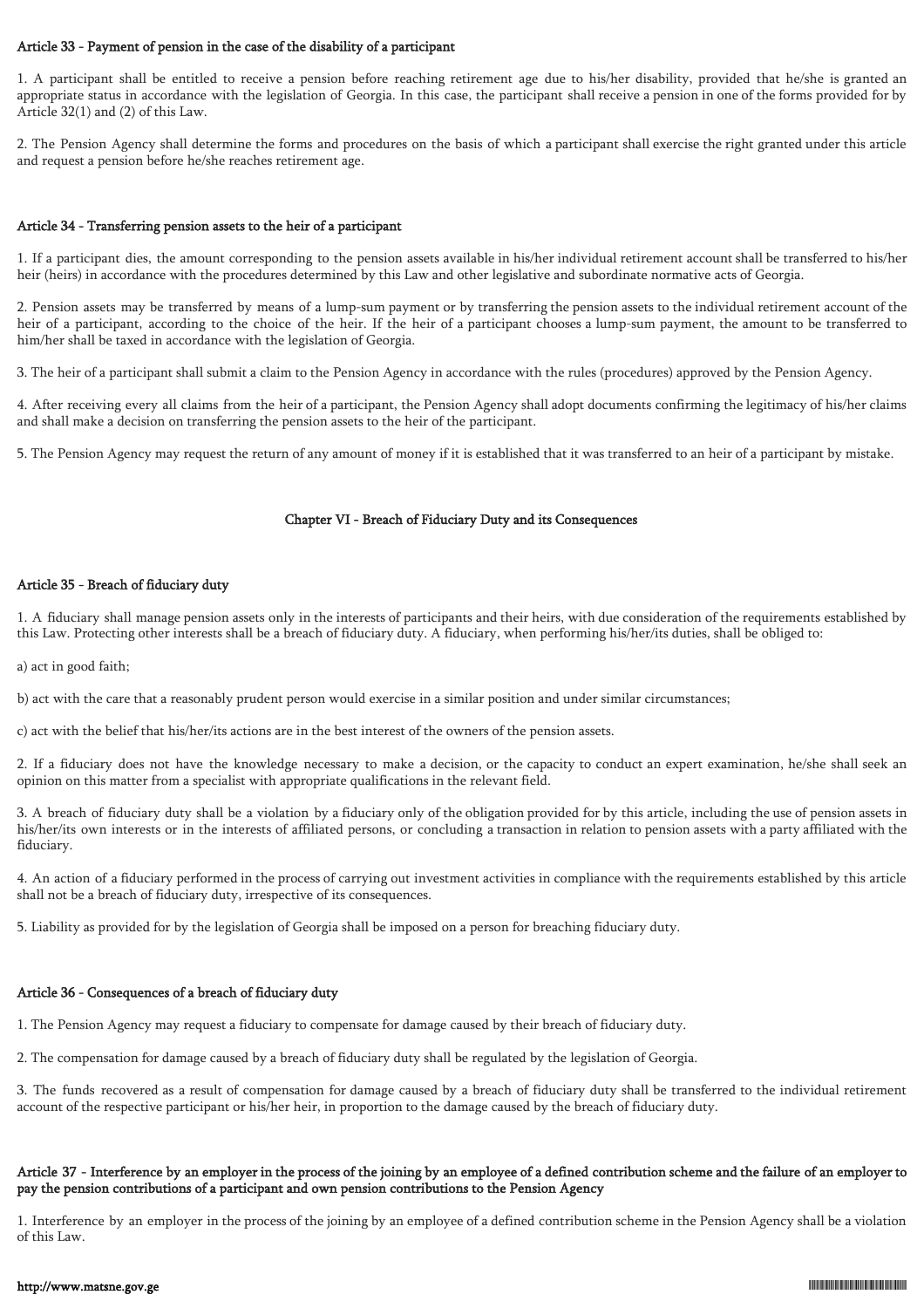#### Article 33 - Payment of pension in the case of the disability of a participant

1. A participant shall be entitled to receive a pension before reaching retirement age due to his/her disability, provided that he/she is granted an appropriate status in accordance with the legislation of Georgia. In this case, the participant shall receive a pension in one of the forms provided for by Article 32(1) and (2) of this Law.

2. The Pension Agency shall determine the forms and procedures on the basis of which a participant shall exercise the right granted under this article and request a pension before he/she reaches retirement age.

#### Article 34 - Transferring pension assets to the heir of a participant

1. If a participant dies, the amount corresponding to the pension assets available in his/her individual retirement account shall be transferred to his/her heir (heirs) in accordance with the procedures determined by this Law and other legislative and subordinate normative acts of Georgia.

2. Pension assets may be transferred by means of a lump-sum payment or by transferring the pension assets to the individual retirement account of the heir of a participant, according to the choice of the heir. If the heir of a participant chooses a lump-sum payment, the amount to be transferred to him/her shall be taxed in accordance with the legislation of Georgia.

3. The heir of a participant shall submit a claim to the Pension Agency in accordance with the rules (procedures) approved by the Pension Agency.

4. After receiving every all claims from the heir of a participant, the Pension Agency shall adopt documents confirming the legitimacy of his/her claims and shall make a decision on transferring the pension assets to the heir of the participant.

5. The Pension Agency may request the return of any amount of money if it is established that it was transferred to an heir of a participant by mistake.

## Chapter VI - Breach of Fiduciary Duty and its Consequences

#### Article 35 - Breach of fiduciary duty

1. A fiduciary shall manage pension assets only in the interests of participants and their heirs, with due consideration of the requirements established by this Law. Protecting other interests shall be a breach of fiduciary duty. A fiduciary, when performing his/her/its duties, shall be obliged to:

a) act in good faith;

b) act with the care that a reasonably prudent person would exercise in a similar position and under similar circumstances;

c) act with the belief that his/her/its actions are in the best interest of the owners of the pension assets.

2. If a fiduciary does not have the knowledge necessary to make a decision, or the capacity to conduct an expert examination, he/she shall seek an opinion on this matter from a specialist with appropriate qualifications in the relevant field.

3. A breach of fiduciary duty shall be a violation by a fiduciary only of the obligation provided for by this article, including the use of pension assets in his/her/its own interests or in the interests of affiliated persons, or concluding a transaction in relation to pension assets with a party affiliated with the fiduciary.

4. An action of a fiduciary performed in the process of carrying out investment activities in compliance with the requirements established by this article shall not be a breach of fiduciary duty, irrespective of its consequences.

5. Liability as provided for by the legislation of Georgia shall be imposed on a person for breaching fiduciary duty.

#### Article 36 - Consequences of a breach of fiduciary duty

1. The Pension Agency may request a fiduciary to compensate for damage caused by their breach of fiduciary duty.

2. The compensation for damage caused by a breach of fiduciary duty shall be regulated by the legislation of Georgia.

3. The funds recovered as a result of compensation for damage caused by a breach of fiduciary duty shall be transferred to the individual retirement account of the respective participant or his/her heir, in proportion to the damage caused by the breach of fiduciary duty.

#### Article 37 - Interference by an employer in the process of the joining by an employee of a defined contribution scheme and the failure of an employer to pay the pension contributions of a participant and own pension contributions to the Pension Agency

1. Interference by an employer in the process of the joining by an employee of a defined contribution scheme in the Pension Agency shall be a violation of this Law.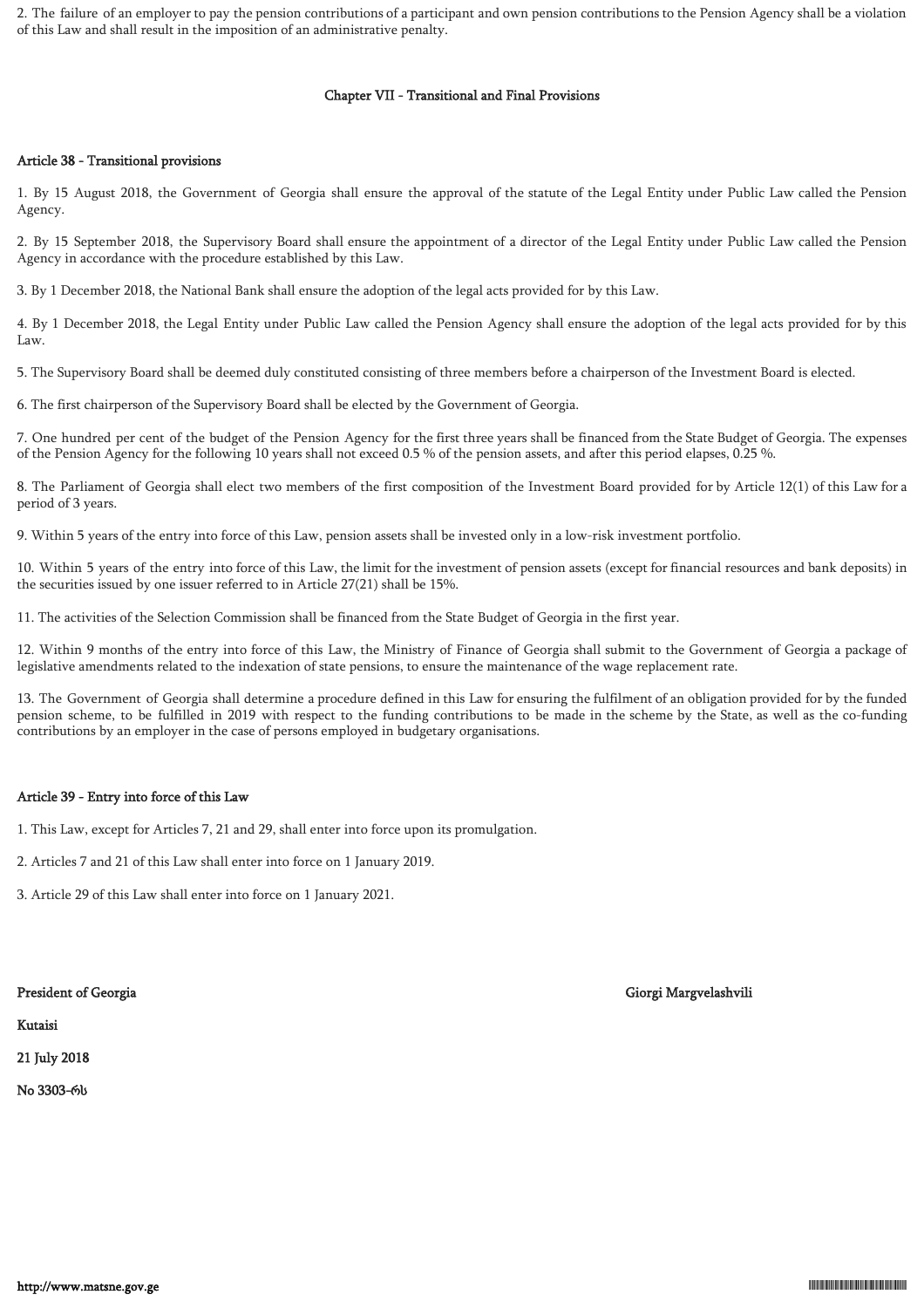2. The failure of an employer to pay the pension contributions of a participant and own pension contributions to the Pension Agency shall be a violation of this Law and shall result in the imposition of an administrative penalty.

## Chapter VII - Transitional and Final Provisions

### Article 38 - Transitional provisions

1. By 15 August 2018, the Government of Georgia shall ensure the approval of the statute of the Legal Entity under Public Law called the Pension Agency.

2. By 15 September 2018, the Supervisory Board shall ensure the appointment of a director of the Legal Entity under Public Law called the Pension Agency in accordance with the procedure established by this Law.

3. By 1 December 2018, the National Bank shall ensure the adoption of the legal acts provided for by this Law.

4. By 1 December 2018, the Legal Entity under Public Law called the Pension Agency shall ensure the adoption of the legal acts provided for by this Law.

5. The Supervisory Board shall be deemed duly constituted consisting of three members before a chairperson of the Investment Board is elected.

6. The first chairperson of the Supervisory Board shall be elected by the Government of Georgia.

7. One hundred per cent of the budget of the Pension Agency for the first three years shall be financed from the State Budget of Georgia. The expenses of the Pension Agency for the following 10 years shall not exceed 0.5 % of the pension assets, and after this period elapses, 0.25 %.

8. The Parliament of Georgia shall elect two members of the first composition of the Investment Board provided for by Article 12(1) of this Law for a period of 3 years.

9. Within 5 years of the entry into force of this Law, pension assets shall be invested only in a low-risk investment portfolio.

10. Within 5 years of the entry into force of this Law, the limit for the investment of pension assets (except for financial resources and bank deposits) in the securities issued by one issuer referred to in Article 27(21) shall be 15%.

11. The activities of the Selection Commission shall be financed from the State Budget of Georgia in the first year.

12. Within 9 months of the entry into force of this Law, the Ministry of Finance of Georgia shall submit to the Government of Georgia a package of legislative amendments related to the indexation of state pensions, to ensure the maintenance of the wage replacement rate.

13. The Government of Georgia shall determine a procedure defined in this Law for ensuring the fulfilment of an obligation provided for by the funded pension scheme, to be fulfilled in 2019 with respect to the funding contributions to be made in the scheme by the State, as well as the co-funding contributions by an employer in the case of persons employed in budgetary organisations.

### Article 39 - Entry into force of this Law

1. This Law, except for Articles 7, 21 and 29, shall enter into force upon its promulgation.

2. Articles 7 and 21 of this Law shall enter into force on 1 January 2019.

3. Article 29 of this Law shall enter into force on 1 January 2021.

**President of Georgia** **Giorgi Margvelashvili**

**Kutaisi**

**21 July 2018**

**No 3303-რს**